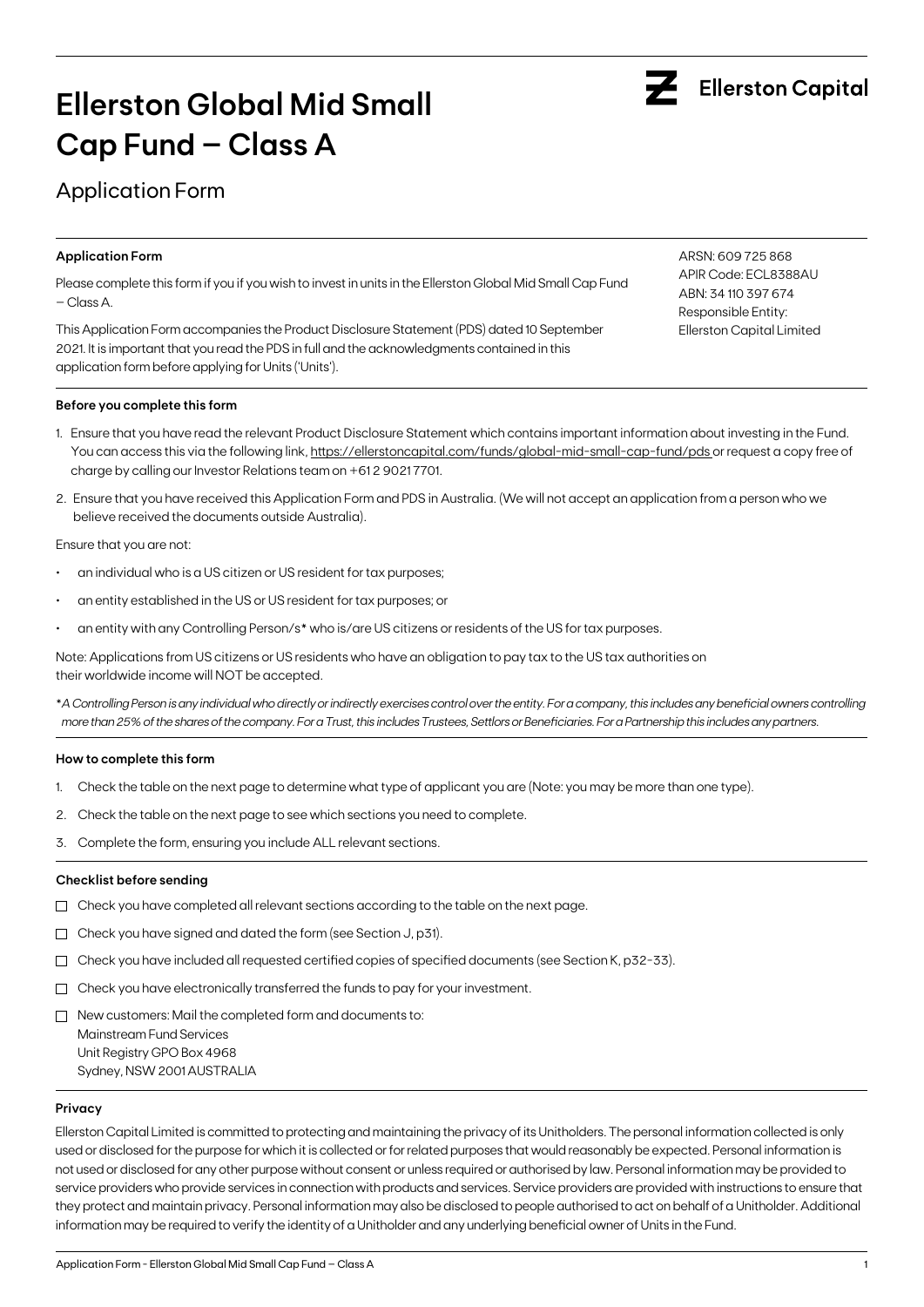# Ellerston Global Mid Small Cap Fund – Class A

Ellerston Capital

## Application Form

**Application Form**

Please complete this form if you if you wish to invest in units in the Ellerston Global Mid Small Cap Fund – Class A.

This Application Form accompanies the Product Disclosure Statement (PDS) dated 10 September 2021. It is important that you read the PDS in full and the acknowledgments contained in this application form before applying for Units ('Units').

ARSN: 609 725 868
APIR Code: ECL8388AU
ABN: 34 110 397 674
Responsible Entity:
Ellerston Capital Limited

**Before you complete this form**

1. Ensure that you have read the relevant Product Disclosure Statement which contains important information about investing in the Fund. You can access this via the following link, https://ellerstoncapital.com/funds/global-mid-small-cap-fund/pds or request a copy free of charge by calling our Investor Relations team on +61 2 9021 7701.
2. Ensure that you have received this Application Form and PDS in Australia. (We will not accept an application from a person who we believe received the documents outside Australia).

Ensure that you are not:

- an individual who is a US citizen or US resident for tax purposes;
- an entity established in the US or US resident for tax purposes; or
- an entity with any Controlling Person/s* who is/are US citizens or residents of the US for tax purposes.

Note: Applications from US citizens or US residents who have an obligation to pay tax to the US tax authorities on their worldwide income will NOT be accepted.

*\*A Controlling Person is any individual who directly or indirectly exercises control over the entity. For a company, this includes any beneficial owners controlling more than 25% of the shares of the company. For a Trust, this includes Trustees, Settlors or Beneficiaries. For a Partnership this includes any partners.*

**How to complete this form**

1. Check the table on the next page to determine what type of applicant you are (Note: you may be more than one type).
2. Check the table on the next page to see which sections you need to complete.
3. Complete the form, ensuring you include ALL relevant sections.

**Checklist before sending**

- ☐ Check you have completed all relevant sections according to the table on the next page.
- ☐ Check you have signed and dated the form (see Section J, p31).
- ☐ Check you have included all requested certified copies of specified documents (see Section K, p32-33).
- ☐ Check you have electronically transferred the funds to pay for your investment.
- ☐ New customers: Mail the completed form and documents to:
  Mainstream Fund Services
  Unit Registry GPO Box 4968
  Sydney, NSW 2001 AUSTRALIA

**Privacy**

Ellerston Capital Limited is committed to protecting and maintaining the privacy of its Unitholders. The personal information collected is only used or disclosed for the purpose for which it is collected or for related purposes that would reasonably be expected. Personal information is not used or disclosed for any other purpose without consent or unless required or authorised by law. Personal information may be provided to service providers who provide services in connection with products and services. Service providers are provided with instructions to ensure that they protect and maintain privacy. Personal information may also be disclosed to people authorised to act on behalf of a Unitholder. Additional information may be required to verify the identity of a Unitholder and any underlying beneficial owner of Units in the Fund.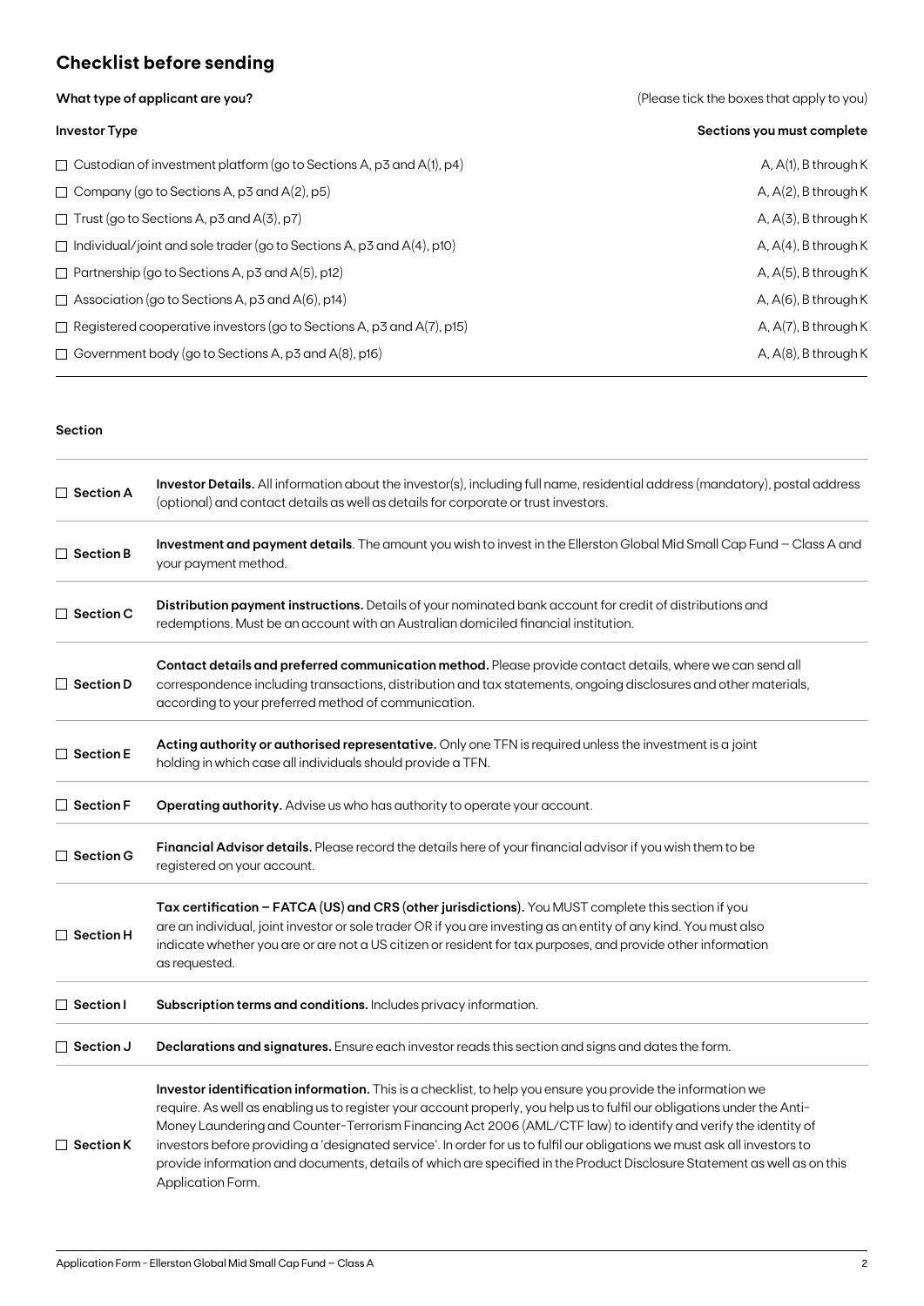## Checklist before sending

**What type of applicant are you?** (Please tick the boxes that apply to you)

| Investor Type | Sections you must complete |
|---|---|
| ☐ Custodian of investment platform (go to Sections A, p3 and A(1), p4) | A, A(1), B through K |
| ☐ Company (go to Sections A, p3 and A(2), p5) | A, A(2), B through K |
| ☐ Trust (go to Sections A, p3 and A(3), p7) | A, A(3), B through K |
| ☐ Individual/joint and sole trader (go to Sections A, p3 and A(4), p10) | A, A(4), B through K |
| ☐ Partnership (go to Sections A, p3 and A(5), p12) | A, A(5), B through K |
| ☐ Association (go to Sections A, p3 and A(6), p14) | A, A(6), B through K |
| ☐ Registered cooperative investors (go to Sections A, p3 and A(7), p15) | A, A(7), B through K |
| ☐ Government body (go to Sections A, p3 and A(8), p16) | A, A(8), B through K |

**Section**

| | |
|---|---|
| ☐ **Section A** | **Investor Details.** All information about the investor(s), including full name, residential address (mandatory), postal address (optional) and contact details as well as details for corporate or trust investors. |
| ☐ **Section B** | **Investment and payment details**. The amount you wish to invest in the Ellerston Global Mid Small Cap Fund – Class A and your payment method. |
| ☐ **Section C** | **Distribution payment instructions.** Details of your nominated bank account for credit of distributions and redemptions. Must be an account with an Australian domiciled financial institution. |
| ☐ **Section D** | **Contact details and preferred communication method.** Please provide contact details, where we can send all correspondence including transactions, distribution and tax statements, ongoing disclosures and other materials, according to your preferred method of communication. |
| ☐ **Section E** | **Acting authority or authorised representative.** Only one TFN is required unless the investment is a joint holding in which case all individuals should provide a TFN. |
| ☐ **Section F** | **Operating authority.** Advise us who has authority to operate your account. |
| ☐ **Section G** | **Financial Advisor details.** Please record the details here of your financial advisor if you wish them to be registered on your account. |
| ☐ **Section H** | **Tax certification – FATCA (US) and CRS (other jurisdictions).** You MUST complete this section if you are an individual, joint investor or sole trader OR if you are investing as an entity of any kind. You must also indicate whether you are or are not a US citizen or resident for tax purposes, and provide other information as requested. |
| ☐ **Section I** | **Subscription terms and conditions.** Includes privacy information. |
| ☐ **Section J** | **Declarations and signatures.** Ensure each investor reads this section and signs and dates the form. |
| ☐ **Section K** | **Investor identification information.** This is a checklist, to help you ensure you provide the information we require. As well as enabling us to register your account properly, you help us to fulfil our obligations under the Anti-Money Laundering and Counter-Terrorism Financing Act 2006 (AML/CTF law) to identify and verify the identity of investors before providing a 'designated service'. In order for us to fulfil our obligations we must ask all investors to provide information and documents, details of which are specified in the Product Disclosure Statement as well as on this Application Form. |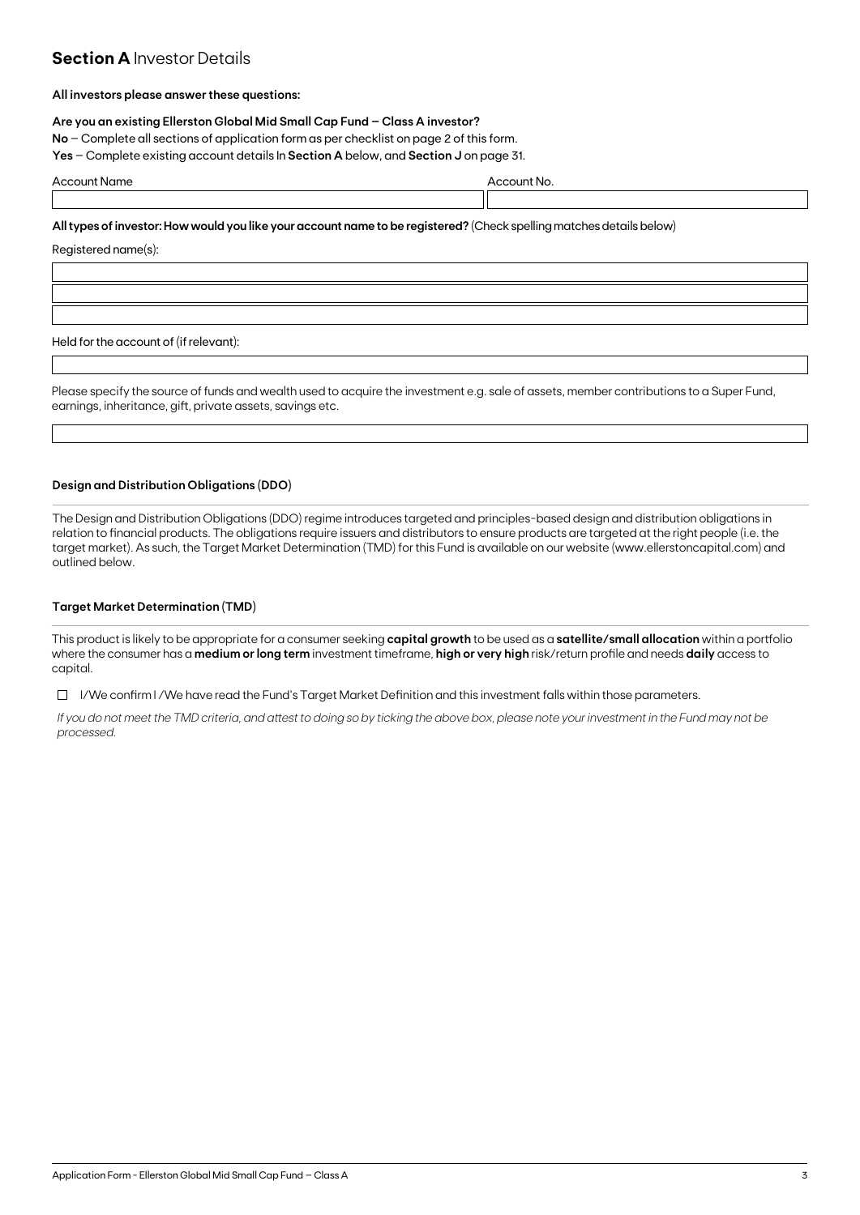## **Section A** Investor Details

**All investors please answer these questions:**

**Are you an existing Ellerston Global Mid Small Cap Fund – Class A investor?**

**No** – Complete all sections of application form as per checklist on page 2 of this form.

**Yes** – Complete existing account details In **Section A** below, and **Section J** on page 31.

| Account Name | Account No. |
| --- | --- |
| | |

**All types of investor: How would you like your account name to be registered?** (Check spelling matches details below)

Registered name(s):

| |
| --- |
| |
| |
| |

Held for the account of (if relevant):

| |
| --- |
| |

Please specify the source of funds and wealth used to acquire the investment e.g. sale of assets, member contributions to a Super Fund, earnings, inheritance, gift, private assets, savings etc.

| |
| --- |
| |

### Design and Distribution Obligations (DDO)

The Design and Distribution Obligations (DDO) regime introduces targeted and principles-based design and distribution obligations in relation to financial products. The obligations require issuers and distributors to ensure products are targeted at the right people (i.e. the target market). As such, the Target Market Determination (TMD) for this Fund is available on our website (www.ellerstoncapital.com) and outlined below.

### Target Market Determination (TMD)

This product is likely to be appropriate for a consumer seeking **capital growth** to be used as a **satellite/small allocation** within a portfolio where the consumer has a **medium or long term** investment timeframe, **high or very high** risk/return profile and needs **daily** access to capital.

☐ I/We confirm I /We have read the Fund's Target Market Definition and this investment falls within those parameters.

*If you do not meet the TMD criteria, and attest to doing so by ticking the above box, please note your investment in the Fund may not be processed.*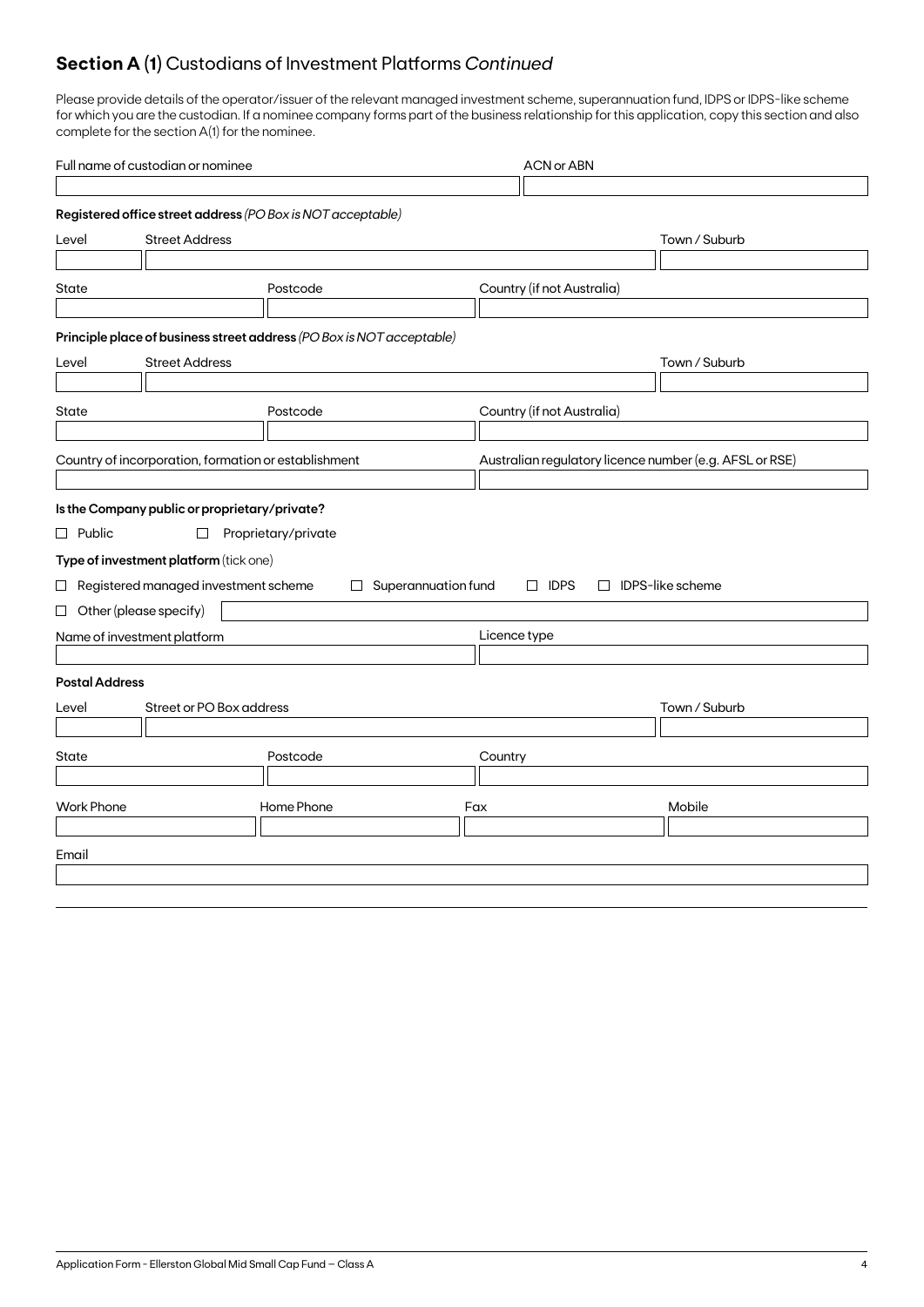## **Section A (1)** Custodians of Investment Platforms *Continued*

Please provide details of the operator/issuer of the relevant managed investment scheme, superannuation fund, IDPS or IDPS-like scheme for which you are the custodian. If a nominee company forms part of the business relationship for this application, copy this section and also complete for the section A(1) for the nominee.

| Full name of custodian or nominee | ACN or ABN |
|---|---|
| | |

**Registered office street address** *(PO Box is NOT acceptable)*

| Level | Street Address | Town / Suburb |
|---|---|---|
| | | |

| State | Postcode | Country (if not Australia) |
|---|---|---|
| | | |

**Principle place of business street address** *(PO Box is NOT acceptable)*

| Level | Street Address | Town / Suburb |
|---|---|---|
| | | |

| State | Postcode | Country (if not Australia) |
|---|---|---|
| | | |

| Country of incorporation, formation or establishment | Australian regulatory licence number (e.g. AFSL or RSE) |
|---|---|
| | |

**Is the Company public or proprietary/private?**

☐ Public ☐ Proprietary/private

**Type of investment platform** (tick one)

☐ Registered managed investment scheme ☐ Superannuation fund ☐ IDPS ☐ IDPS-like scheme

☐ Other (please specify)

| Name of investment platform | Licence type |
|---|---|
| | |

**Postal Address**

| Level | Street or PO Box address | Town / Suburb |
|---|---|---|
| | | |

| State | Postcode | Country |
|---|---|---|
| | | |

| Work Phone | Home Phone | Fax | Mobile |
|---|---|---|---|
| | | | |

Email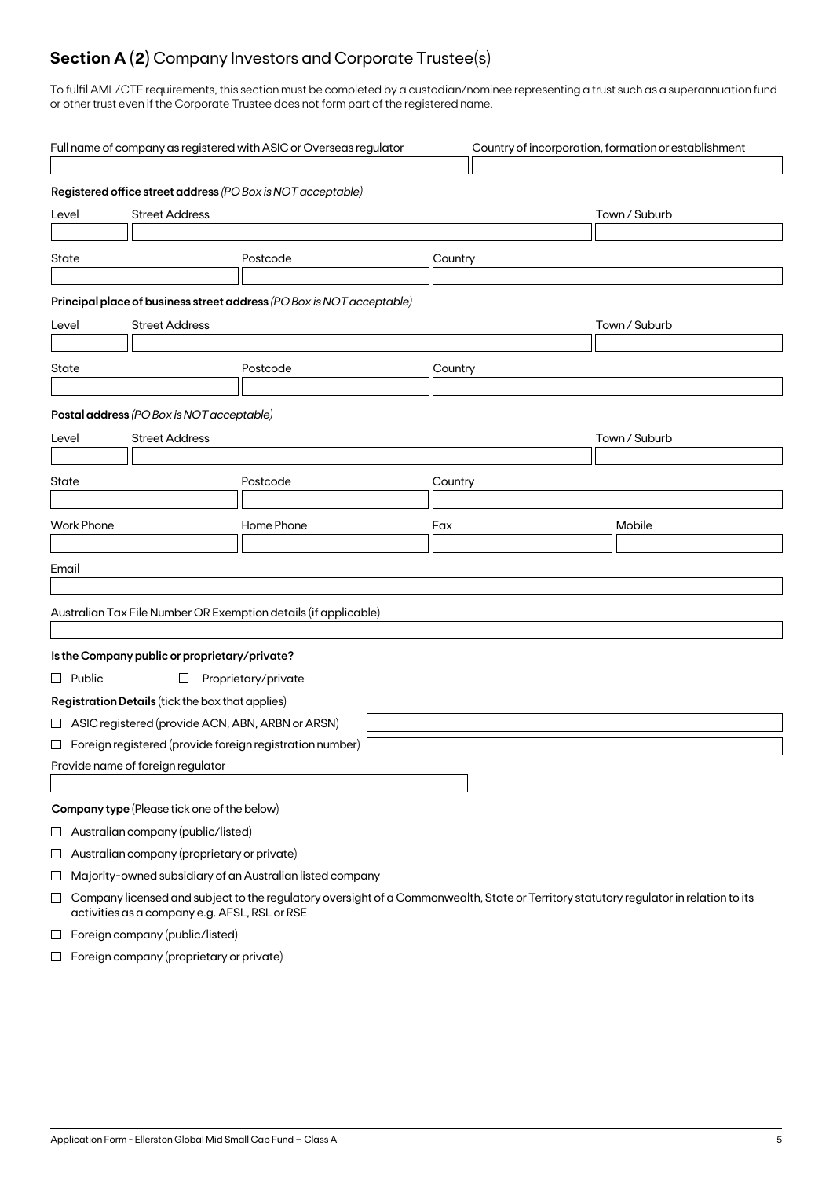## **Section A (2)** Company Investors and Corporate Trustee(s)

To fulfil AML/CTF requirements, this section must be completed by a custodian/nominee representing a trust such as a superannuation fund or other trust even if the Corporate Trustee does not form part of the registered name.

| Full name of company as registered with ASIC or Overseas regulator | Country of incorporation, formation or establishment |
| --- | --- |
| | |

**Registered office street address** *(PO Box is NOT acceptable)*

| Level | Street Address | Town / Suburb |
| --- | --- | --- |
| | | |

| State | Postcode | Country |
| --- | --- | --- |
| | | |

**Principal place of business street address** *(PO Box is NOT acceptable)*

| Level | Street Address | Town / Suburb |
| --- | --- | --- |
| | | |

| State | Postcode | Country |
| --- | --- | --- |
| | | |

**Postal address** *(PO Box is NOT acceptable)*

| Level | Street Address | Town / Suburb |
| --- | --- | --- |
| | | |

| State | Postcode | Country |
| --- | --- | --- |
| | | |

| Work Phone | Home Phone | Fax | Mobile |
| --- | --- | --- | --- |
| | | | |

Email

Australian Tax File Number OR Exemption details (if applicable)

**Is the Company public or proprietary/private?**

☐ Public ☐ Proprietary/private

**Registration Details** (tick the box that applies)

☐ ASIC registered (provide ACN, ABN, ARBN or ARSN)

☐ Foreign registered (provide foreign registration number)

Provide name of foreign regulator

**Company type** (Please tick one of the below)

☐ Australian company (public/listed)

☐ Australian company (proprietary or private)

☐ Majority-owned subsidiary of an Australian listed company

☐ Company licensed and subject to the regulatory oversight of a Commonwealth, State or Territory statutory regulator in relation to its activities as a company e.g. AFSL, RSL or RSE

☐ Foreign company (public/listed)

☐ Foreign company (proprietary or private)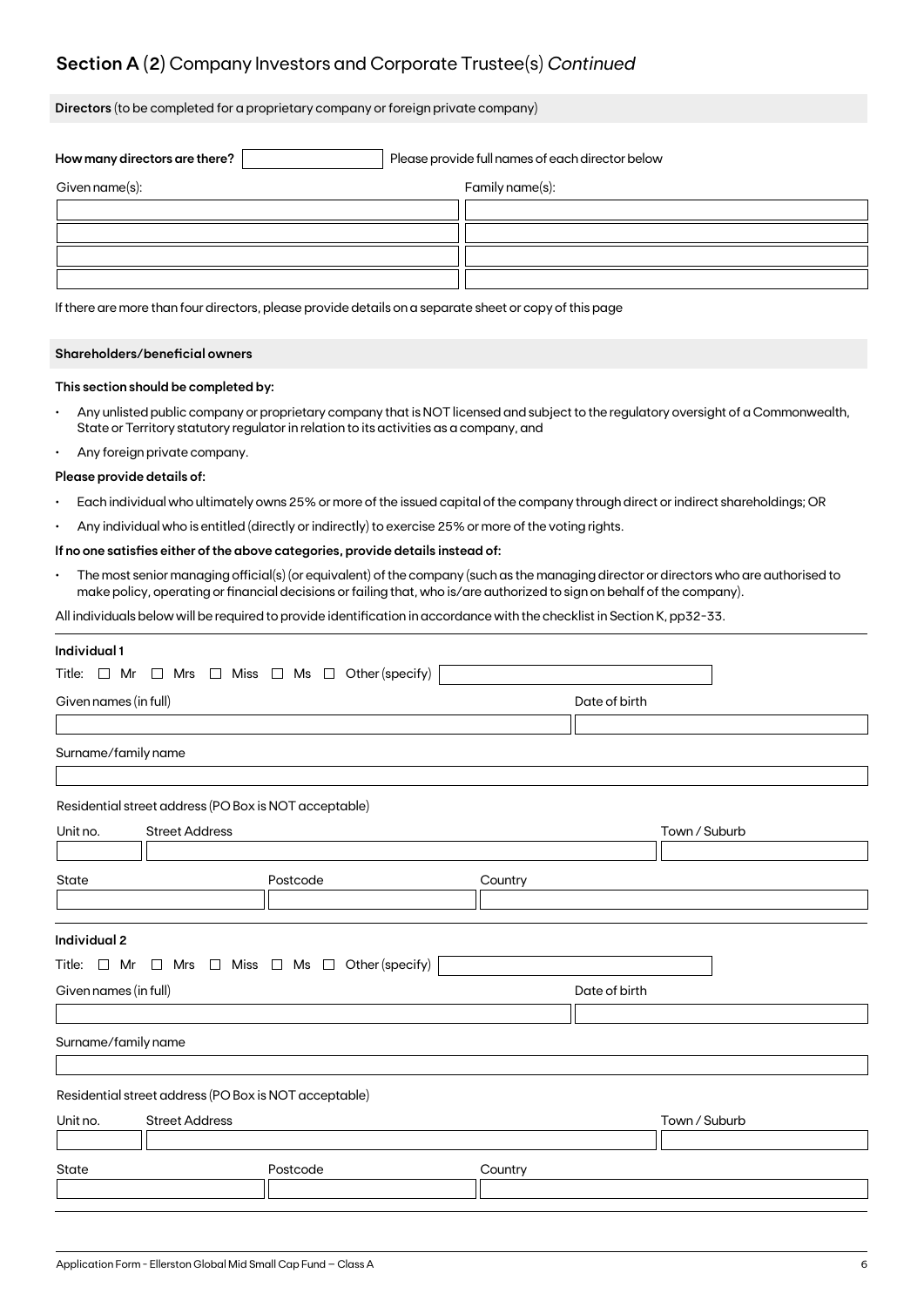## Section A (2) Company Investors and Corporate Trustee(s) *Continued*

**Directors** (to be completed for a proprietary company or foreign private company)

**How many directors are there?** ____________ Please provide full names of each director below

| Given name(s): | Family name(s): |
|---|---|
| | |
| | |
| | |
| | |

If there are more than four directors, please provide details on a separate sheet or copy of this page

**Shareholders/beneficial owners**

**This section should be completed by:**

- Any unlisted public company or proprietary company that is NOT licensed and subject to the regulatory oversight of a Commonwealth, State or Territory statutory regulator in relation to its activities as a company, and
- Any foreign private company.

**Please provide details of:**

- Each individual who ultimately owns 25% or more of the issued capital of the company through direct or indirect shareholdings; OR
- Any individual who is entitled (directly or indirectly) to exercise 25% or more of the voting rights.

**If no one satisfies either of the above categories, provide details instead of:**

- The most senior managing official(s) (or equivalent) of the company (such as the managing director or directors who are authorised to make policy, operating or financial decisions or failing that, who is/are authorized to sign on behalf of the company).

All individuals below will be required to provide identification in accordance with the checklist in Section K, pp32-33.

**Individual 1**

Title: ☐ Mr ☐ Mrs ☐ Miss ☐ Ms ☐ Other (specify) ____________

Given names (in full) ____________ Date of birth ____________

Surname/family name ____________

Residential street address (PO Box is NOT acceptable)

Unit no. ____ Street Address ____________ Town / Suburb ____________

State ____ Postcode ____ Country ____________

**Individual 2**

Title: ☐ Mr ☐ Mrs ☐ Miss ☐ Ms ☐ Other (specify) ____________

Given names (in full) ____________ Date of birth ____________

Surname/family name ____________

Residential street address (PO Box is NOT acceptable)

Unit no. ____ Street Address ____________ Town / Suburb ____________

State ____ Postcode ____ Country ____________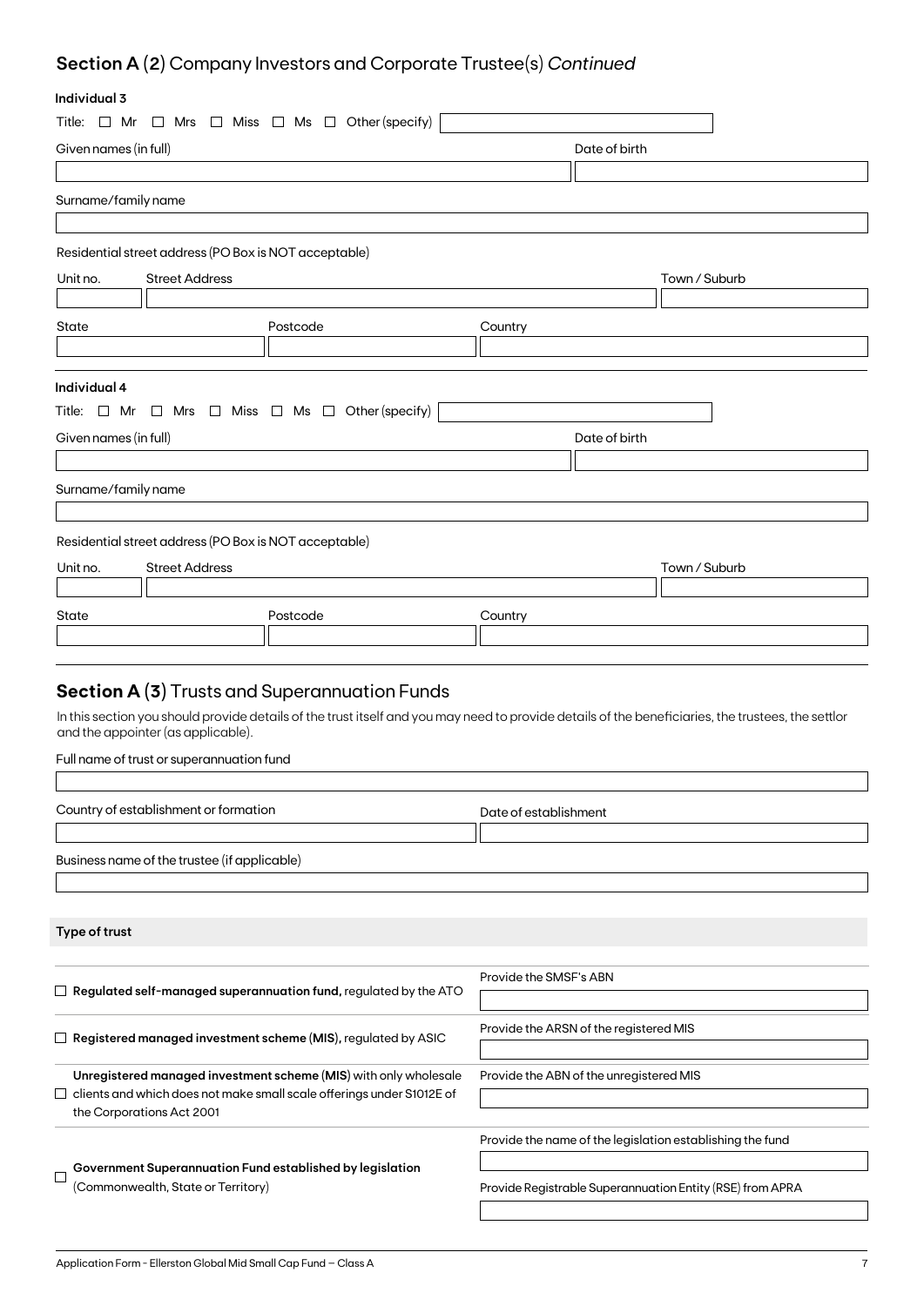## **Section A** (**2**) Company Investors and Corporate Trustee(s) *Continued*

**Individual 3**

Title: ☐ Mr ☐ Mrs ☐ Miss ☐ Ms ☐ Other (specify)

Given names (in full)

Date of birth

Surname/family name

Residential street address (PO Box is NOT acceptable)

Unit no. Street Address Town / Suburb

State Postcode Country

**Individual 4**

Title: ☐ Mr ☐ Mrs ☐ Miss ☐ Ms ☐ Other (specify)

Given names (in full)

Date of birth

Surname/family name

Residential street address (PO Box is NOT acceptable)

Unit no. Street Address Town / Suburb

State Postcode Country

## **Section A** (**3**) Trusts and Superannuation Funds

In this section you should provide details of the trust itself and you may need to provide details of the beneficiaries, the trustees, the settlor and the appointer (as applicable).

Full name of trust or superannuation fund

Country of establishment or formation

Date of establishment

Business name of the trustee (if applicable)

**Type of trust**

| | |
|---|---|
| ☐ **Regulated self-managed superannuation fund,** regulated by the ATO | Provide the SMSF's ABN |
| ☐ **Registered managed investment scheme (MIS),** regulated by ASIC | Provide the ARSN of the registered MIS |
| ☐ **Unregistered managed investment scheme (MIS)** with only wholesale clients and which does not make small scale offerings under S1012E of the Corporations Act 2001 | Provide the ABN of the unregistered MIS |
| ☐ **Government Superannuation Fund established by legislation** (Commonwealth, State or Territory) | Provide the name of the legislation establishing the fund<br>Provide Registrable Superannuation Entity (RSE) from APRA |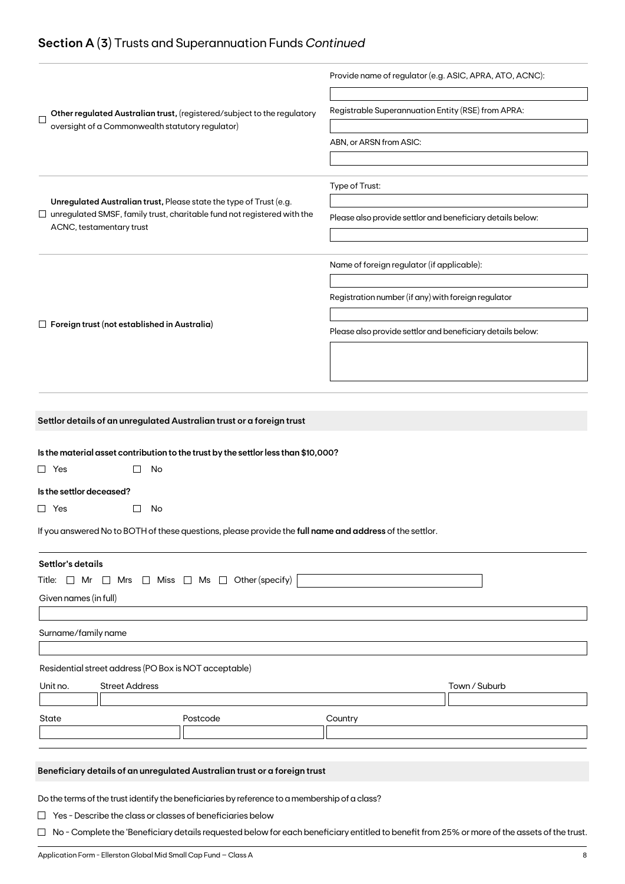## Section A (3) Trusts and Superannuation Funds *Continued*

☐ **Other regulated Australian trust,** (registered/subject to the regulatory oversight of a Commonwealth statutory regulator)

Provide name of regulator (e.g. ASIC, APRA, ATO, ACNC):

Registrable Superannuation Entity (RSE) from APRA:

ABN, or ARSN from ASIC:

☐ **Unregulated Australian trust,** Please state the type of Trust (e.g. unregulated SMSF, family trust, charitable fund not registered with the ACNC, testamentary trust

Type of Trust:

Please also provide settlor and beneficiary details below:

☐ **Foreign trust (not established in Australia)**

Name of foreign regulator (if applicable):

Registration number (if any) with foreign regulator

Please also provide settlor and beneficiary details below:

### Settlor details of an unregulated Australian trust or a foreign trust

**Is the material asset contribution to the trust by the settlor less than $10,000?**

☐ Yes ☐ No

**Is the settlor deceased?**

☐ Yes ☐ No

If you answered No to BOTH of these questions, please provide the **full name and address** of the settlor.

**Settlor's details**

Title: ☐ Mr ☐ Mrs ☐ Miss ☐ Ms ☐ Other (specify)

Given names (in full)

Surname/family name

Residential street address (PO Box is NOT acceptable)

| Unit no. | Street Address | Town / Suburb |
|---|---|---|
| | | |

| State | Postcode | Country |
|---|---|---|
| | | |

### Beneficiary details of an unregulated Australian trust or a foreign trust

Do the terms of the trust identify the beneficiaries by reference to a membership of a class?

☐ Yes - Describe the class or classes of beneficiaries below

☐ No - Complete the 'Beneficiary details requested below for each beneficiary entitled to benefit from 25% or more of the assets of the trust.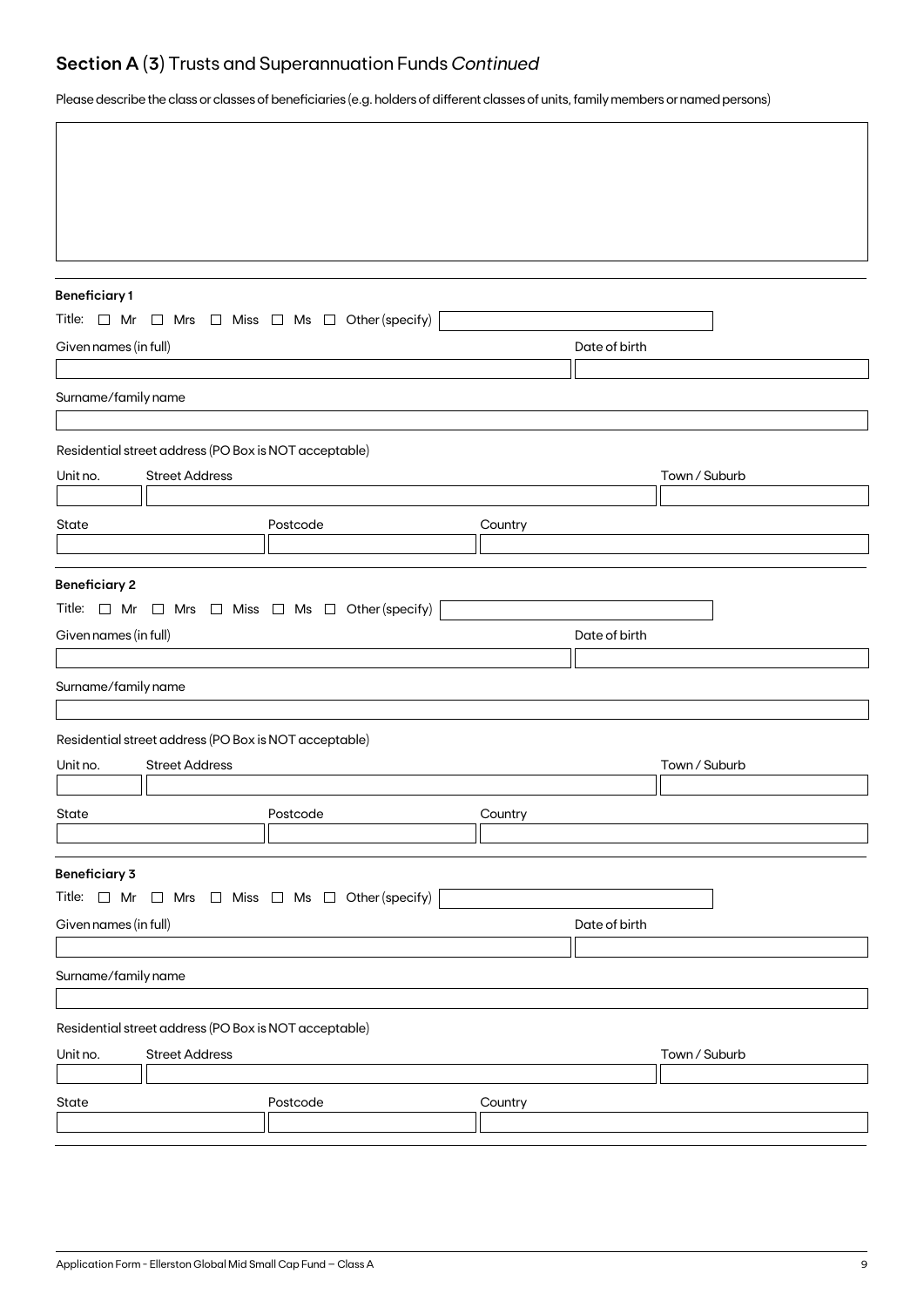## Section A (3) Trusts and Superannuation Funds *Continued*

Please describe the class or classes of beneficiaries (e.g. holders of different classes of units, family members or named persons)

&nbsp;

**Beneficiary 1**

Title: ☐ Mr ☐ Mrs ☐ Miss ☐ Ms ☐ Other (specify)

Given names (in full)

Date of birth

Surname/family name

Residential street address (PO Box is NOT acceptable)

Unit no. | Street Address | Town / Suburb

State | Postcode | Country

**Beneficiary 2**

Title: ☐ Mr ☐ Mrs ☐ Miss ☐ Ms ☐ Other (specify)

Given names (in full)

Date of birth

Surname/family name

Residential street address (PO Box is NOT acceptable)

Unit no. | Street Address | Town / Suburb

State | Postcode | Country

**Beneficiary 3**

Title: ☐ Mr ☐ Mrs ☐ Miss ☐ Ms ☐ Other (specify)

Given names (in full)

Date of birth

Surname/family name

Residential street address (PO Box is NOT acceptable)

Unit no. | Street Address | Town / Suburb

State | Postcode | Country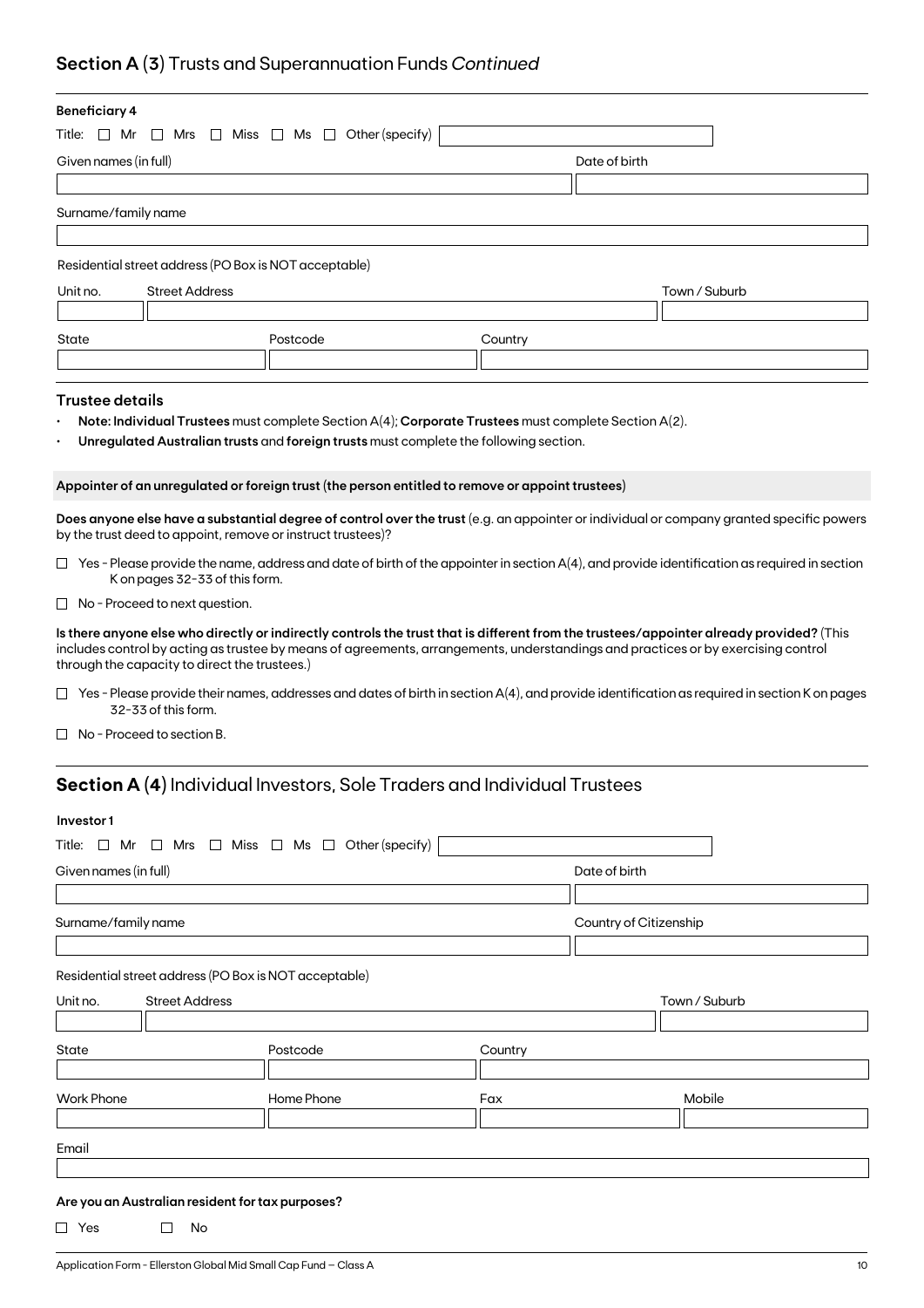## Section A (3) Trusts and Superannuation Funds *Continued*

**Beneficiary 4**

Title: ☐ Mr ☐ Mrs ☐ Miss ☐ Ms ☐ Other (specify)

Given names (in full)

Date of birth

Surname/family name

Residential street address (PO Box is NOT acceptable)

Unit no. | Street Address | Town / Suburb

State | Postcode | Country

### Trustee details

- **Note: Individual Trustees** must complete Section A(4); **Corporate Trustees** must complete Section A(2).
- **Unregulated Australian trusts** and **foreign trusts** must complete the following section.

**Appointer of an unregulated or foreign trust (the person entitled to remove or appoint trustees)**

**Does anyone else have a substantial degree of control over the trust** (e.g. an appointer or individual or company granted specific powers by the trust deed to appoint, remove or instruct trustees)?

☐ Yes - Please provide the name, address and date of birth of the appointer in section A(4), and provide identification as required in section K on pages 32-33 of this form.

☐ No - Proceed to next question.

**Is there anyone else who directly or indirectly controls the trust that is different from the trustees/appointer already provided?** (This includes control by acting as trustee by means of agreements, arrangements, understandings and practices or by exercising control through the capacity to direct the trustees.)

☐ Yes - Please provide their names, addresses and dates of birth in section A(4), and provide identification as required in section K on pages 32-33 of this form.

☐ No - Proceed to section B.

## Section A (4) Individual Investors, Sole Traders and Individual Trustees

**Investor 1**

Title: ☐ Mr ☐ Mrs ☐ Miss ☐ Ms ☐ Other (specify)

Given names (in full)

Date of birth

Surname/family name

Country of Citizenship

Residential street address (PO Box is NOT acceptable)

Unit no. | Street Address | Town / Suburb

State | Postcode | Country

Work Phone | Home Phone | Fax | Mobile

Email

**Are you an Australian resident for tax purposes?**

☐ Yes ☐ No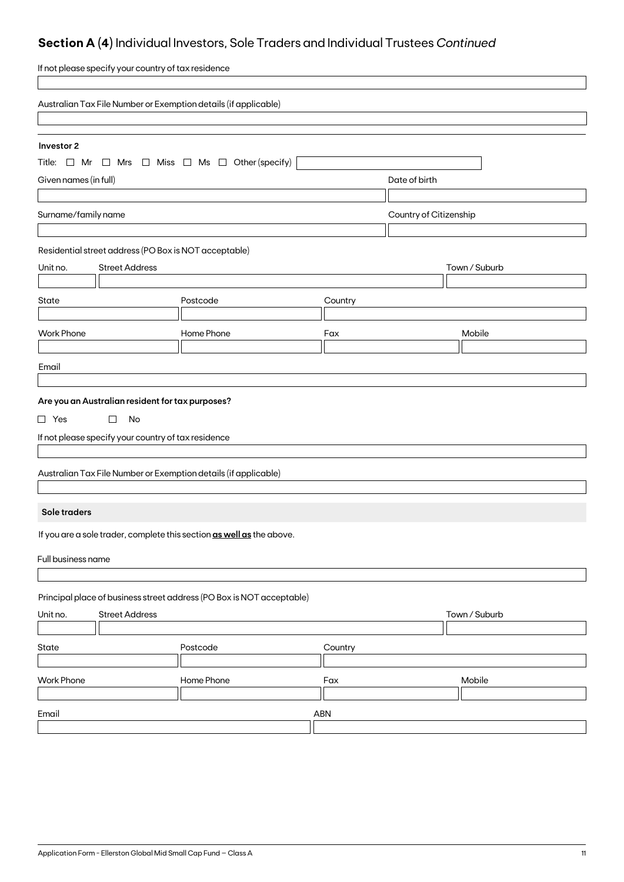## Section A (4) Individual Investors, Sole Traders and Individual Trustees *Continued*

If not please specify your country of tax residence

Australian Tax File Number or Exemption details (if applicable)

**Investor 2**

Title: ☐ Mr ☐ Mrs ☐ Miss ☐ Ms ☐ Other (specify)

Given names (in full)

Date of birth

Surname/family name

Country of Citizenship

Residential street address (PO Box is NOT acceptable)

| Unit no. | Street Address | Town / Suburb |
|---|---|---|
| | | |

| State | Postcode | Country |
|---|---|---|
| | | |

| Work Phone | Home Phone | Fax | Mobile |
|---|---|---|---|
| | | | |

Email

**Are you an Australian resident for tax purposes?**

☐ Yes ☐ No

If not please specify your country of tax residence

Australian Tax File Number or Exemption details (if applicable)

**Sole traders**

If you are a sole trader, complete this section **as well as** the above.

Full business name

Principal place of business street address (PO Box is NOT acceptable)

| Unit no. | Street Address | Town / Suburb |
|---|---|---|
| | | |

| State | Postcode | Country |
|---|---|---|
| | | |

| Work Phone | Home Phone | Fax | Mobile |
|---|---|---|---|
| | | | |

| Email | ABN |
|---|---|
| | |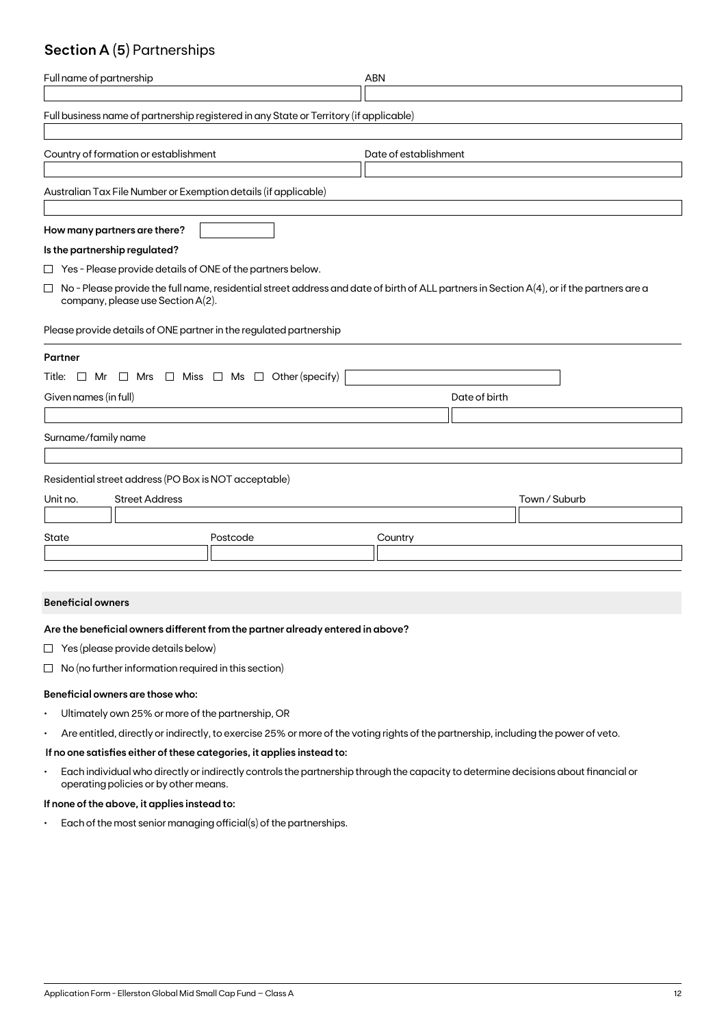## Section A (5) Partnerships

Full name of partnership

ABN

Full business name of partnership registered in any State or Territory (if applicable)

Country of formation or establishment

Date of establishment

Australian Tax File Number or Exemption details (if applicable)

**How many partners are there?**

**Is the partnership regulated?**

☐ Yes - Please provide details of ONE of the partners below.

☐ No - Please provide the full name, residential street address and date of birth of ALL partners in Section A(4), or if the partners are a company, please use Section A(2).

Please provide details of ONE partner in the regulated partnership

**Partner**

Title: ☐ Mr ☐ Mrs ☐ Miss ☐ Ms ☐ Other (specify)

Given names (in full)

Date of birth

Surname/family name

Residential street address (PO Box is NOT acceptable)

Unit no. Street Address Town / Suburb

State Postcode Country

**Beneficial owners**

**Are the beneficial owners different from the partner already entered in above?**

☐ Yes (please provide details below)

☐ No (no further information required in this section)

**Beneficial owners are those who:**

- Ultimately own 25% or more of the partnership, OR
- Are entitled, directly or indirectly, to exercise 25% or more of the voting rights of the partnership, including the power of veto.

**If no one satisfies either of these categories, it applies instead to:**

- Each individual who directly or indirectly controls the partnership through the capacity to determine decisions about financial or operating policies or by other means.

**If none of the above, it applies instead to:**

- Each of the most senior managing official(s) of the partnerships.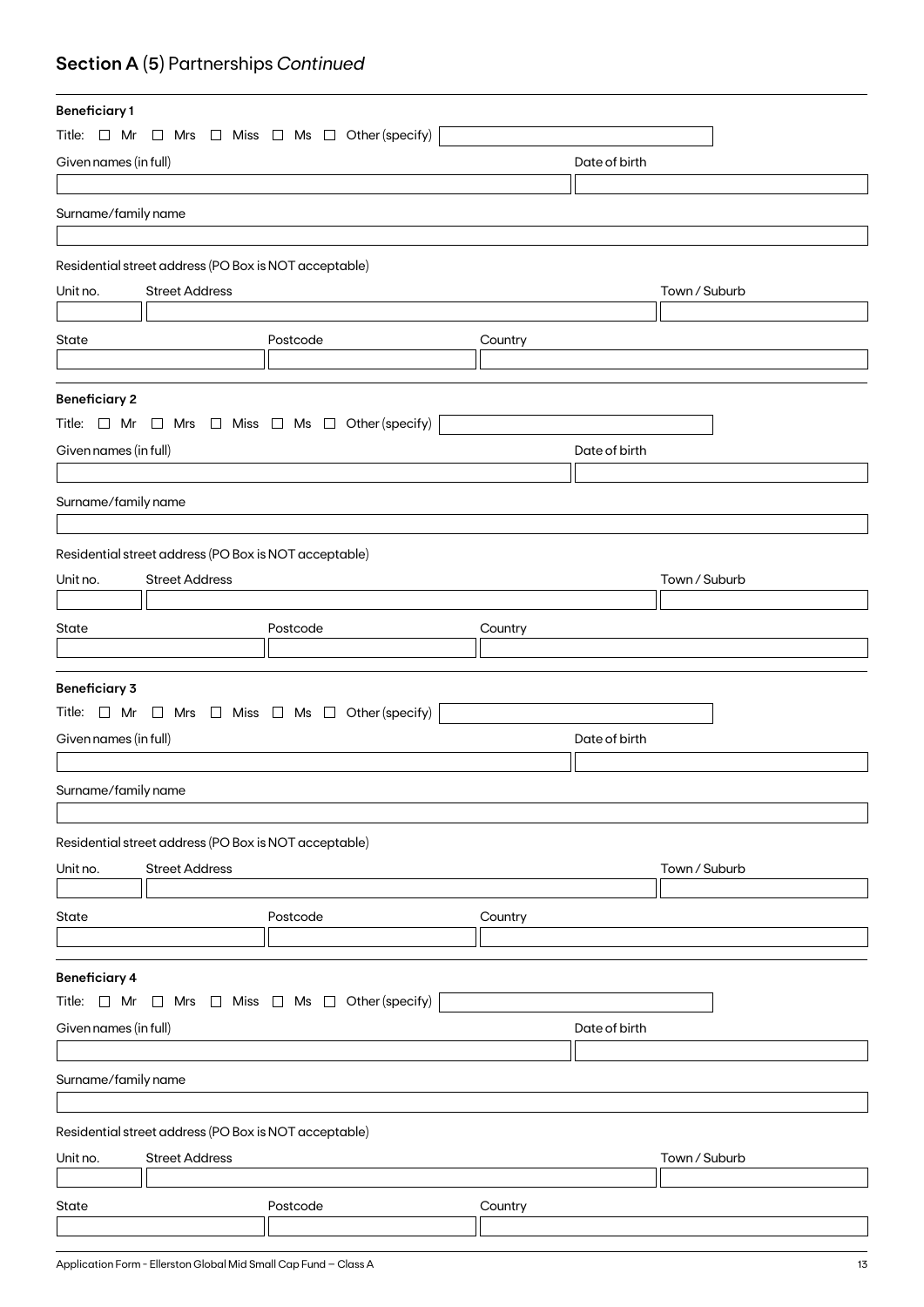## Section A (5) Partnerships *Continued*

**Beneficiary 1**

Title: ☐ Mr ☐ Mrs ☐ Miss ☐ Ms ☐ Other (specify)

Given names (in full)

Date of birth

Surname/family name

Residential street address (PO Box is NOT acceptable)

Unit no.

Street Address

Town / Suburb

State

Postcode

Country

**Beneficiary 2**

Title: ☐ Mr ☐ Mrs ☐ Miss ☐ Ms ☐ Other (specify)

Given names (in full)

Date of birth

Surname/family name

Residential street address (PO Box is NOT acceptable)

Unit no.

Street Address

Town / Suburb

State

Postcode

Country

**Beneficiary 3**

Title: ☐ Mr ☐ Mrs ☐ Miss ☐ Ms ☐ Other (specify)

Given names (in full)

Date of birth

Surname/family name

Residential street address (PO Box is NOT acceptable)

Unit no.

Street Address

Town / Suburb

State

Postcode

Country

**Beneficiary 4**

Title: ☐ Mr ☐ Mrs ☐ Miss ☐ Ms ☐ Other (specify)

Given names (in full)

Date of birth

Surname/family name

Residential street address (PO Box is NOT acceptable)

Unit no.

Street Address

Town / Suburb

State

Postcode

Country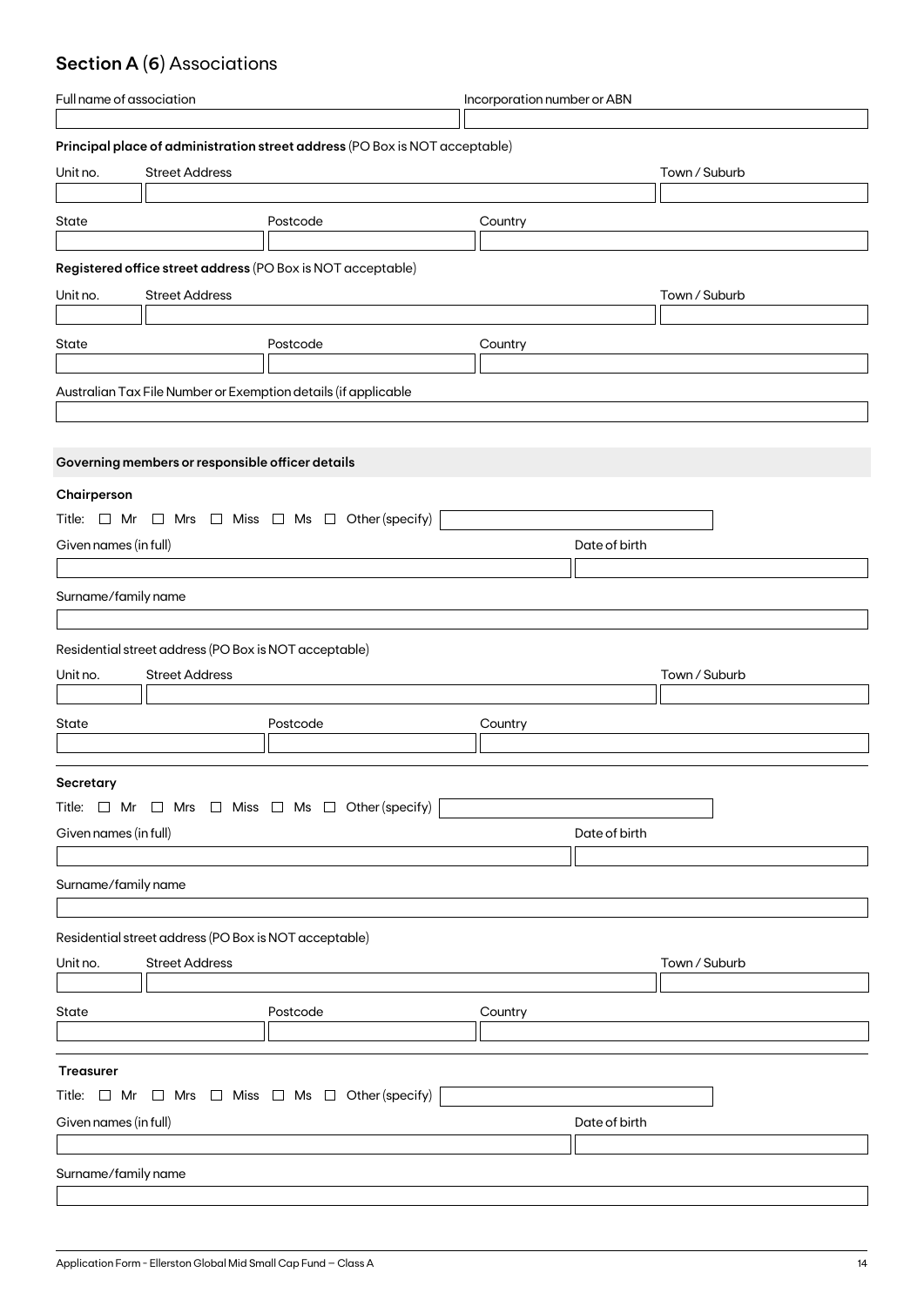## Section A (6) Associations

| Full name of association | Incorporation number or ABN |
| --- | --- |
| | |

**Principal place of administration street address** (PO Box is NOT acceptable)

| Unit no. | Street Address | Town / Suburb |
| --- | --- | --- |
| | | |

| State | Postcode | Country |
| --- | --- | --- |
| | | |

**Registered office street address** (PO Box is NOT acceptable)

| Unit no. | Street Address | Town / Suburb |
| --- | --- | --- |
| | | |

| State | Postcode | Country |
| --- | --- | --- |
| | | |

Australian Tax File Number or Exemption details (if applicable

|  |
| --- |
| |

### Governing members or responsible officer details

**Chairperson**

Title: ☐ Mr ☐ Mrs ☐ Miss ☐ Ms ☐ Other (specify) ____________

| Given names (in full) | Date of birth |
| --- | --- |
| | |

| Surname/family name |
| --- |
| |

Residential street address (PO Box is NOT acceptable)

| Unit no. | Street Address | Town / Suburb |
| --- | --- | --- |
| | | |

| State | Postcode | Country |
| --- | --- | --- |
| | | |

**Secretary**

Title: ☐ Mr ☐ Mrs ☐ Miss ☐ Ms ☐ Other (specify) ____________

| Given names (in full) | Date of birth |
| --- | --- |
| | |

| Surname/family name |
| --- |
| |

Residential street address (PO Box is NOT acceptable)

| Unit no. | Street Address | Town / Suburb |
| --- | --- | --- |
| | | |

| State | Postcode | Country |
| --- | --- | --- |
| | | |

**Treasurer**

Title: ☐ Mr ☐ Mrs ☐ Miss ☐ Ms ☐ Other (specify) ____________

| Given names (in full) | Date of birth |
| --- | --- |
| | |

| Surname/family name |
| --- |
| |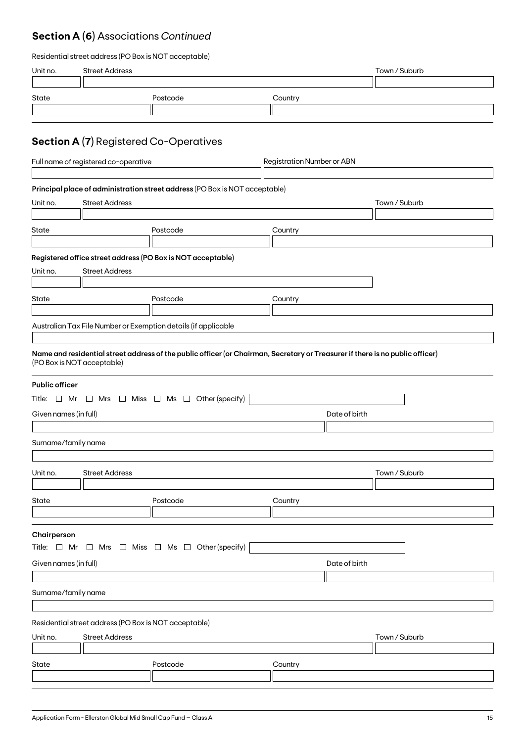## Section A (6) Associations *Continued*

Residential street address (PO Box is NOT acceptable)

| Unit no. | Street Address | Town / Suburb |
|---|---|---|
| | | |

| State | Postcode | Country |
|---|---|---|
| | | |

## Section A (7) Registered Co-Operatives

| Full name of registered co-operative | Registration Number or ABN |
|---|---|
| | |

**Principal place of administration street address** (PO Box is NOT acceptable)

| Unit no. | Street Address | Town / Suburb |
|---|---|---|
| | | |

| State | Postcode | Country |
|---|---|---|
| | | |

**Registered office street address (PO Box is NOT acceptable)**

| Unit no. | Street Address |
|---|---|
| | |

| State | Postcode | Country |
|---|---|---|
| | | |

Australian Tax File Number or Exemption details (if applicable

| |
|---|
| |

**Name and residential street address of the public officer (or Chairman, Secretary or Treasurer if there is no public officer)** (PO Box is NOT acceptable)

**Public officer**

Title: ☐ Mr ☐ Mrs ☐ Miss ☐ Ms ☐ Other (specify) ____________

| Given names (in full) | Date of birth |
|---|---|
| | |

Surname/family name

| |
|---|
| |

| Unit no. | Street Address | Town / Suburb |
|---|---|---|
| | | |

| State | Postcode | Country |
|---|---|---|
| | | |

**Chairperson**

Title: ☐ Mr ☐ Mrs ☐ Miss ☐ Ms ☐ Other (specify) ____________

| Given names (in full) | Date of birth |
|---|---|
| | |

Surname/family name

| |
|---|
| |

Residential street address (PO Box is NOT acceptable)

| Unit no. | Street Address | Town / Suburb |
|---|---|---|
| | | |

| State | Postcode | Country |
|---|---|---|
| | | |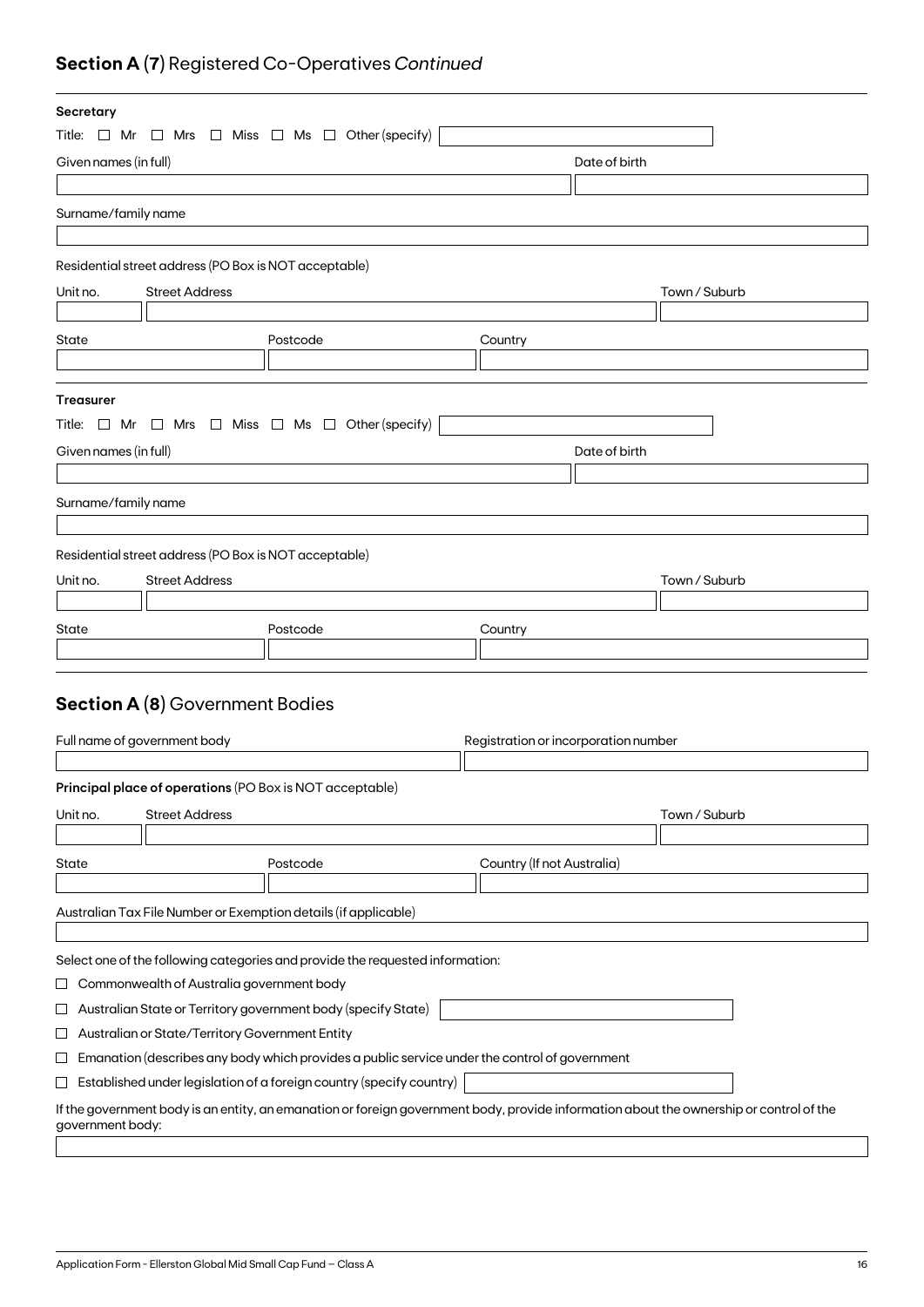## **Section A** (**7**) Registered Co-Operatives *Continued*

**Secretary**

Title: ☐ Mr ☐ Mrs ☐ Miss ☐ Ms ☐ Other (specify)

Given names (in full)

Date of birth

Surname/family name

Residential street address (PO Box is NOT acceptable)

Unit no. Street Address Town / Suburb

State Postcode Country

**Treasurer**

Title: ☐ Mr ☐ Mrs ☐ Miss ☐ Ms ☐ Other (specify)

Given names (in full)

Date of birth

Surname/family name

Residential street address (PO Box is NOT acceptable)

Unit no. Street Address Town / Suburb

State Postcode Country

## **Section A** (**8**) Government Bodies

Full name of government body

Registration or incorporation number

**Principal place of operations** (PO Box is NOT acceptable)

Unit no. Street Address Town / Suburb

State Postcode Country (If not Australia)

Australian Tax File Number or Exemption details (if applicable)

Select one of the following categories and provide the requested information:

☐ Commonwealth of Australia government body

☐ Australian State or Territory government body (specify State)

☐ Australian or State/Territory Government Entity

☐ Emanation (describes any body which provides a public service under the control of government

☐ Established under legislation of a foreign country (specify country)

If the government body is an entity, an emanation or foreign government body, provide information about the ownership or control of the government body: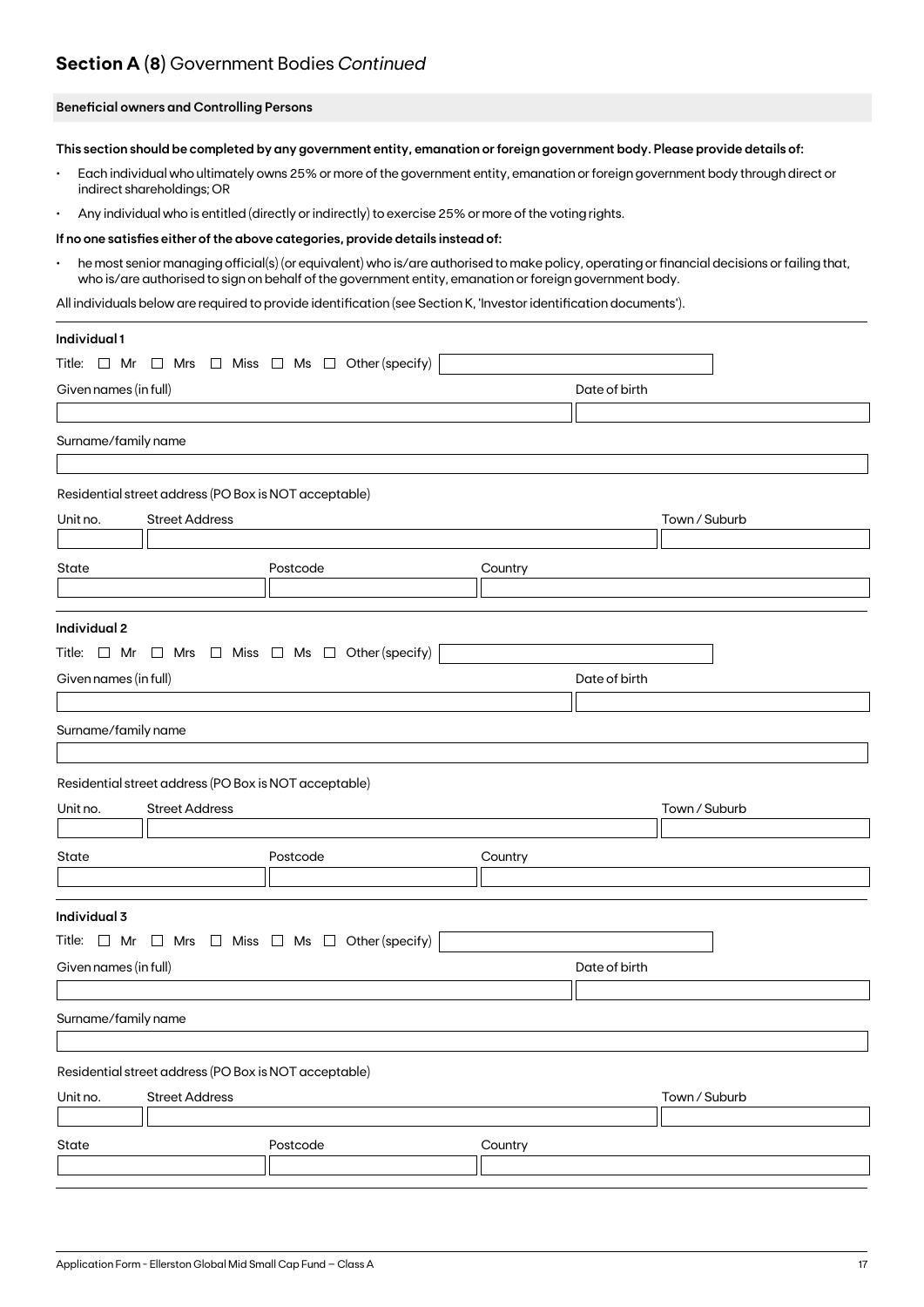## **Section A (8)** Government Bodies *Continued*

**Beneficial owners and Controlling Persons**

**This section should be completed by any government entity, emanation or foreign government body. Please provide details of:**

- Each individual who ultimately owns 25% or more of the government entity, emanation or foreign government body through direct or indirect shareholdings; OR
- Any individual who is entitled (directly or indirectly) to exercise 25% or more of the voting rights.

**If no one satisfies either of the above categories, provide details instead of:**

- he most senior managing official(s) (or equivalent) who is/are authorised to make policy, operating or financial decisions or failing that, who is/are authorised to sign on behalf of the government entity, emanation or foreign government body.

All individuals below are required to provide identification (see Section K, 'Investor identification documents').

**Individual 1**

Title: ☐ Mr ☐ Mrs ☐ Miss ☐ Ms ☐ Other (specify)

Given names (in full) | Date of birth

Surname/family name

Residential street address (PO Box is NOT acceptable)

Unit no. | Street Address | Town / Suburb

State | Postcode | Country

**Individual 2**

Title: ☐ Mr ☐ Mrs ☐ Miss ☐ Ms ☐ Other (specify)

Given names (in full) | Date of birth

Surname/family name

Residential street address (PO Box is NOT acceptable)

Unit no. | Street Address | Town / Suburb

State | Postcode | Country

**Individual 3**

Title: ☐ Mr ☐ Mrs ☐ Miss ☐ Ms ☐ Other (specify)

Given names (in full) | Date of birth

Surname/family name

Residential street address (PO Box is NOT acceptable)

Unit no. | Street Address | Town / Suburb

State | Postcode | Country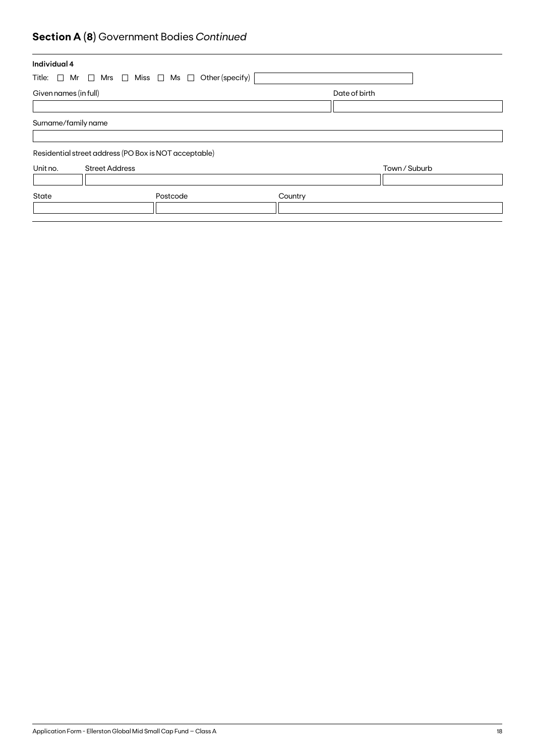## **Section A (8)** Government Bodies *Continued*

**Individual 4**

Title: ☐ Mr ☐ Mrs ☐ Miss ☐ Ms ☐ Other (specify)

| Given names (in full) | Date of birth |
|---|---|
| | |

Surname/family name

Residential street address (PO Box is NOT acceptable)

| Unit no. | Street Address | Town / Suburb |
|---|---|---|
| | | |

| State | Postcode | Country |
|---|---|---|
| | | |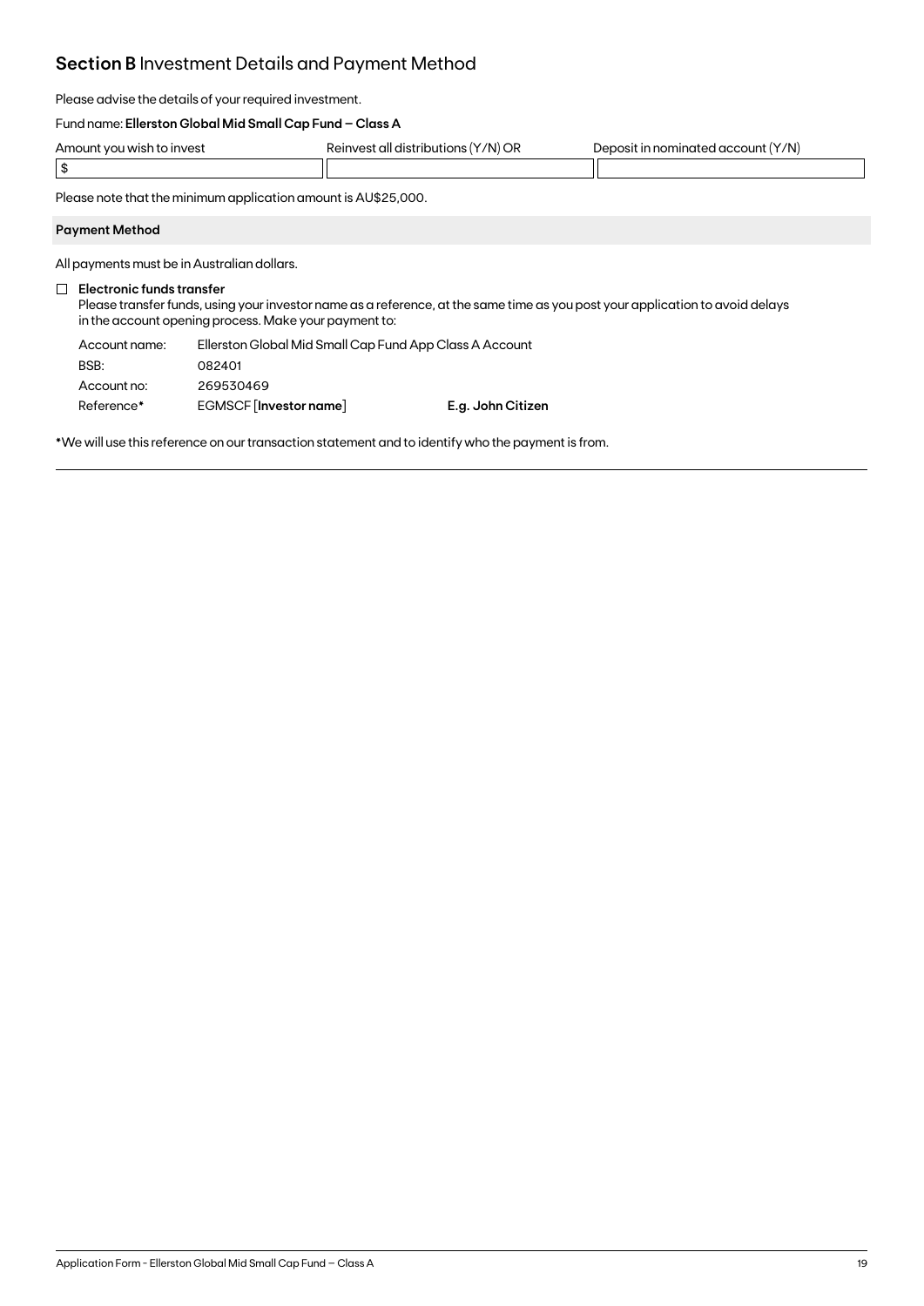## **Section B** Investment Details and Payment Method

Please advise the details of your required investment.

Fund name: **Ellerston Global Mid Small Cap Fund – Class A**

| Amount you wish to invest | Reinvest all distributions (Y/N) OR | Deposit in nominated account (Y/N) |
|---|---|---|
| $ | | |

Please note that the minimum application amount is AU$25,000.

**Payment Method**

All payments must be in Australian dollars.

☐ **Electronic funds transfer**
Please transfer funds, using your investor name as a reference, at the same time as you post your application to avoid delays in the account opening process. Make your payment to:

| | | |
|---|---|---|
| Account name: | Ellerston Global Mid Small Cap Fund App Class A Account | |
| BSB: | 082401 | |
| Account no: | 269530469 | |
| Reference* | EGMSCF [**Investor name**] | **E.g. John Citizen** |

*We will use this reference on our transaction statement and to identify who the payment is from.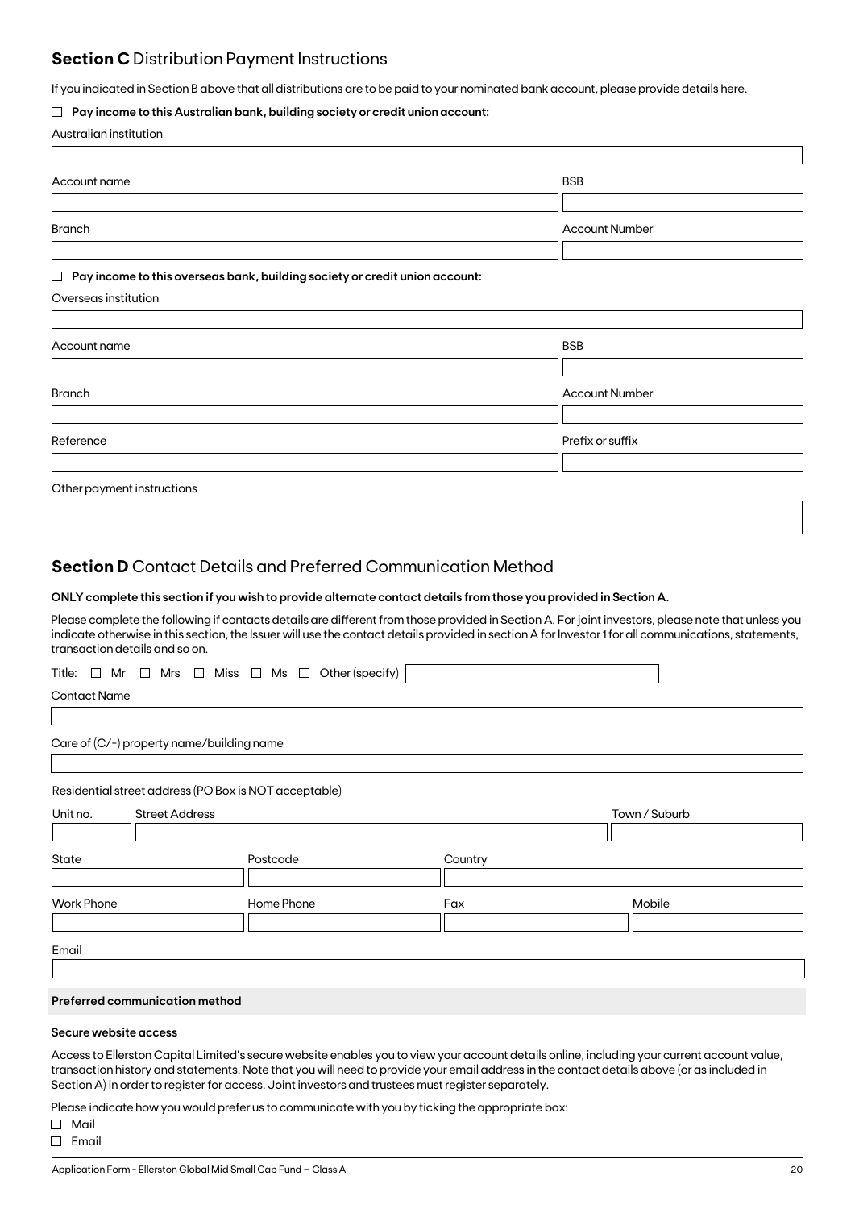## **Section C** Distribution Payment Instructions

If you indicated in Section B above that all distributions are to be paid to your nominated bank account, please provide details here.

☐ **Pay income to this Australian bank, building society or credit union account:**

Australian institution

| Account name | BSB |
| --- | --- |
| | |
| **Branch** | **Account Number** |
| | |

☐ **Pay income to this overseas bank, building society or credit union account:**

Overseas institution

| Account name | BSB |
| --- | --- |
| | |
| **Branch** | **Account Number** |
| | |
| **Reference** | **Prefix or suffix** |
| | |

Other payment instructions

## **Section D** Contact Details and Preferred Communication Method

**ONLY complete this section if you wish to provide alternate contact details from those you provided in Section A.**

Please complete the following if contacts details are different from those provided in Section A. For joint investors, please note that unless you indicate otherwise in this section, the Issuer will use the contact details provided in section A for Investor 1 for all communications, statements, transaction details and so on.

Title: ☐ Mr ☐ Mrs ☐ Miss ☐ Ms ☐ Other (specify)

Contact Name

Care of (C/-) property name/building name

Residential street address (PO Box is NOT acceptable)

| Unit no. | Street Address | Town / Suburb |
| --- | --- | --- |
| | | |

| State | Postcode | Country |
| --- | --- | --- |
| | | |

| Work Phone | Home Phone | Fax | Mobile |
| --- | --- | --- | --- |
| | | | |

Email

**Preferred communication method**

**Secure website access**

Access to Ellerston Capital Limited's secure website enables you to view your account details online, including your current account value, transaction history and statements. Note that you will need to provide your email address in the contact details above (or as included in Section A) in order to register for access. Joint investors and trustees must register separately.

Please indicate how you would prefer us to communicate with you by ticking the appropriate box:

☐ Mail
☐ Email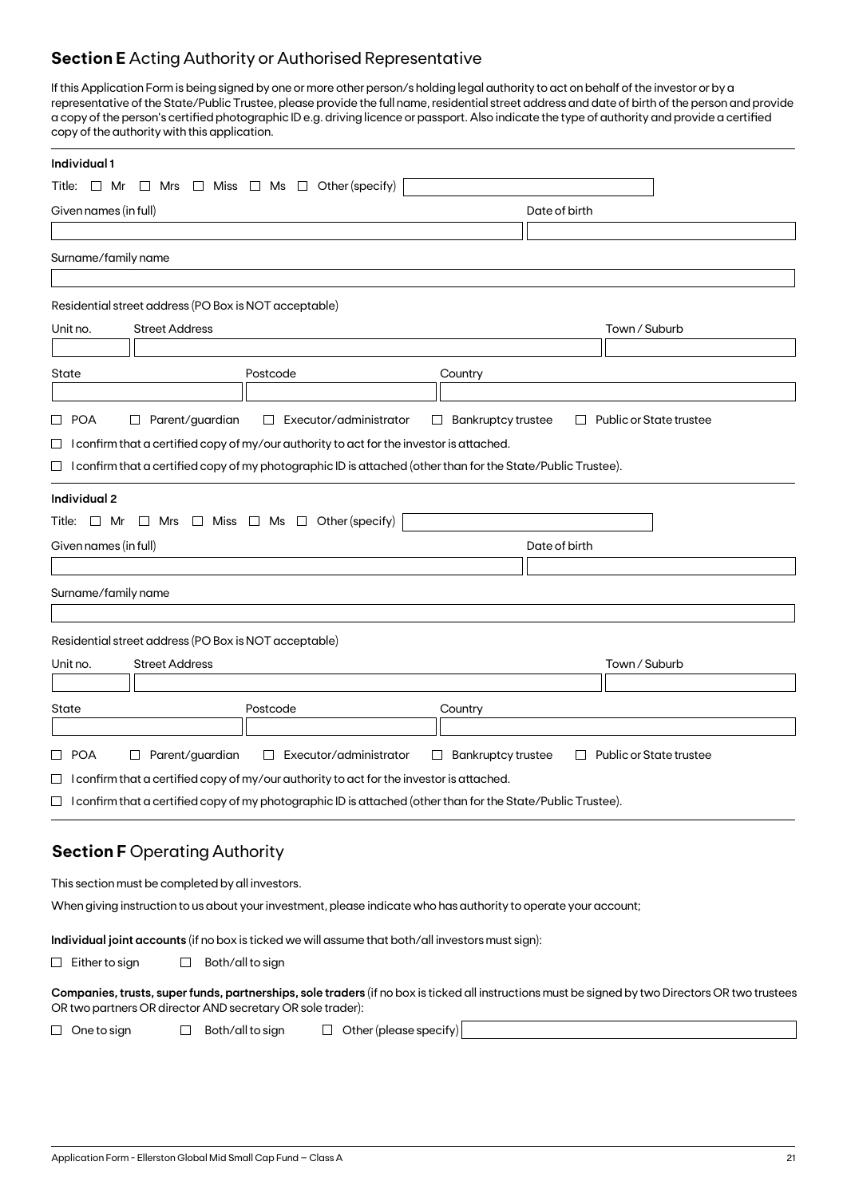## **Section E** Acting Authority or Authorised Representative

If this Application Form is being signed by one or more other person/s holding legal authority to act on behalf of the investor or by a representative of the State/Public Trustee, please provide the full name, residential street address and date of birth of the person and provide a copy of the person's certified photographic ID e.g. driving licence or passport. Also indicate the type of authority and provide a certified copy of the authority with this application.

**Individual 1**

Title: ☐ Mr ☐ Mrs ☐ Miss ☐ Ms ☐ Other (specify) \_\_\_\_\_\_\_\_

Given names (in full) \_\_\_\_\_\_\_\_ Date of birth \_\_\_\_\_\_\_\_

Surname/family name \_\_\_\_\_\_\_\_

Residential street address (PO Box is NOT acceptable)

Unit no. \_\_\_\_ Street Address \_\_\_\_\_\_\_\_ Town / Suburb \_\_\_\_\_\_\_\_

State \_\_\_\_ Postcode \_\_\_\_ Country \_\_\_\_\_\_\_\_

☐ POA ☐ Parent/guardian ☐ Executor/administrator ☐ Bankruptcy trustee ☐ Public or State trustee

☐ I confirm that a certified copy of my/our authority to act for the investor is attached.

☐ I confirm that a certified copy of my photographic ID is attached (other than for the State/Public Trustee).

**Individual 2**

Title: ☐ Mr ☐ Mrs ☐ Miss ☐ Ms ☐ Other (specify) \_\_\_\_\_\_\_\_

Given names (in full) \_\_\_\_\_\_\_\_ Date of birth \_\_\_\_\_\_\_\_

Surname/family name \_\_\_\_\_\_\_\_

Residential street address (PO Box is NOT acceptable)

Unit no. \_\_\_\_ Street Address \_\_\_\_\_\_\_\_ Town / Suburb \_\_\_\_\_\_\_\_

State \_\_\_\_ Postcode \_\_\_\_ Country \_\_\_\_\_\_\_\_

☐ POA ☐ Parent/guardian ☐ Executor/administrator ☐ Bankruptcy trustee ☐ Public or State trustee

☐ I confirm that a certified copy of my/our authority to act for the investor is attached.

☐ I confirm that a certified copy of my photographic ID is attached (other than for the State/Public Trustee).

## **Section F** Operating Authority

This section must be completed by all investors.

When giving instruction to us about your investment, please indicate who has authority to operate your account;

**Individual joint accounts** (if no box is ticked we will assume that both/all investors must sign):

☐ Either to sign ☐ Both/all to sign

**Companies, trusts, super funds, partnerships, sole traders** (if no box is ticked all instructions must be signed by two Directors OR two trustees OR two partners OR director AND secretary OR sole trader):

☐ One to sign ☐ Both/all to sign ☐ Other (please specify) \_\_\_\_\_\_\_\_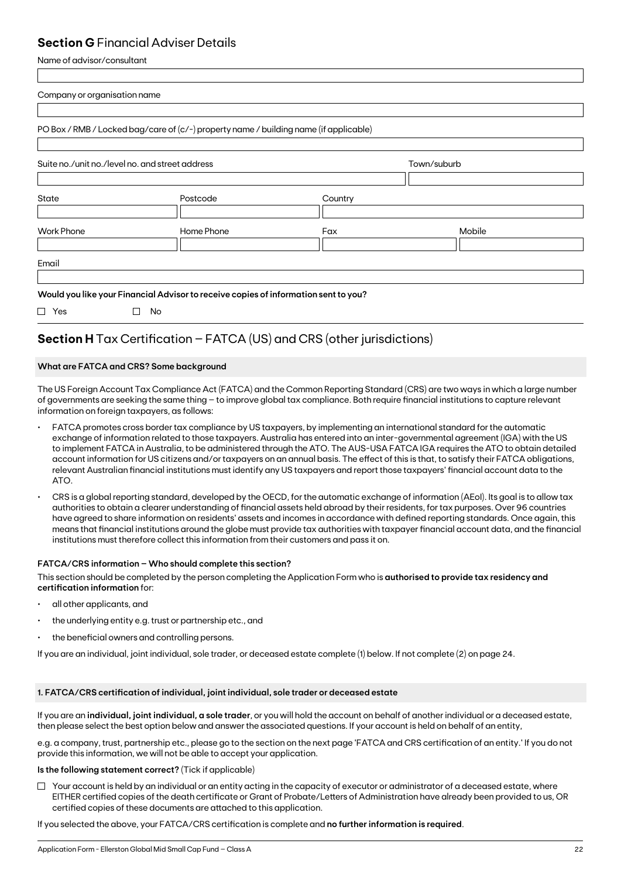## **Section G** Financial Adviser Details

Name of advisor/consultant

Company or organisation name

PO Box / RMB / Locked bag/care of (c/-) property name / building name (if applicable)

Suite no./unit no./level no. and street address

Town/suburb

State

Postcode

Country

Work Phone

Home Phone

Fax

Mobile

Email

**Would you like your Financial Advisor to receive copies of information sent to you?**

☐ Yes ☐ No

## **Section H** Tax Certification – FATCA (US) and CRS (other jurisdictions)

**What are FATCA and CRS? Some background**

The US Foreign Account Tax Compliance Act (FATCA) and the Common Reporting Standard (CRS) are two ways in which a large number of governments are seeking the same thing – to improve global tax compliance. Both require financial institutions to capture relevant information on foreign taxpayers, as follows:

- FATCA promotes cross border tax compliance by US taxpayers, by implementing an international standard for the automatic exchange of information related to those taxpayers. Australia has entered into an inter-governmental agreement (IGA) with the US to implement FATCA in Australia, to be administered through the ATO. The AUS-USA FATCA IGA requires the ATO to obtain detailed account information for US citizens and/or taxpayers on an annual basis. The effect of this is that, to satisfy their FATCA obligations, relevant Australian financial institutions must identify any US taxpayers and report those taxpayers' financial account data to the ATO.
- CRS is a global reporting standard, developed by the OECD, for the automatic exchange of information (AEoI). Its goal is to allow tax authorities to obtain a clearer understanding of financial assets held abroad by their residents, for tax purposes. Over 96 countries have agreed to share information on residents' assets and incomes in accordance with defined reporting standards. Once again, this means that financial institutions around the globe must provide tax authorities with taxpayer financial account data, and the financial institutions must therefore collect this information from their customers and pass it on.

**FATCA/CRS information – Who should complete this section?**

This section should be completed by the person completing the Application Form who is **authorised to provide tax residency and certification information** for:

- all other applicants, and
- the underlying entity e.g. trust or partnership etc., and
- the beneficial owners and controlling persons.

If you are an individual, joint individual, sole trader, or deceased estate complete (1) below. If not complete (2) on page 24.

**1. FATCA/CRS certification of individual, joint individual, sole trader or deceased estate**

If you are an **individual, joint individual, a sole trader**, or you will hold the account on behalf of another individual or a deceased estate, then please select the best option below and answer the associated questions. If your account is held on behalf of an entity,

e.g. a company, trust, partnership etc., please go to the section on the next page 'FATCA and CRS certification of an entity.' If you do not provide this information, we will not be able to accept your application.

**Is the following statement correct?** (Tick if applicable)

☐ Your account is held by an individual or an entity acting in the capacity of executor or administrator of a deceased estate, where EITHER certified copies of the death certificate or Grant of Probate/Letters of Administration have already been provided to us, OR certified copies of these documents are attached to this application.

If you selected the above, your FATCA/CRS certification is complete and **no further information is required**.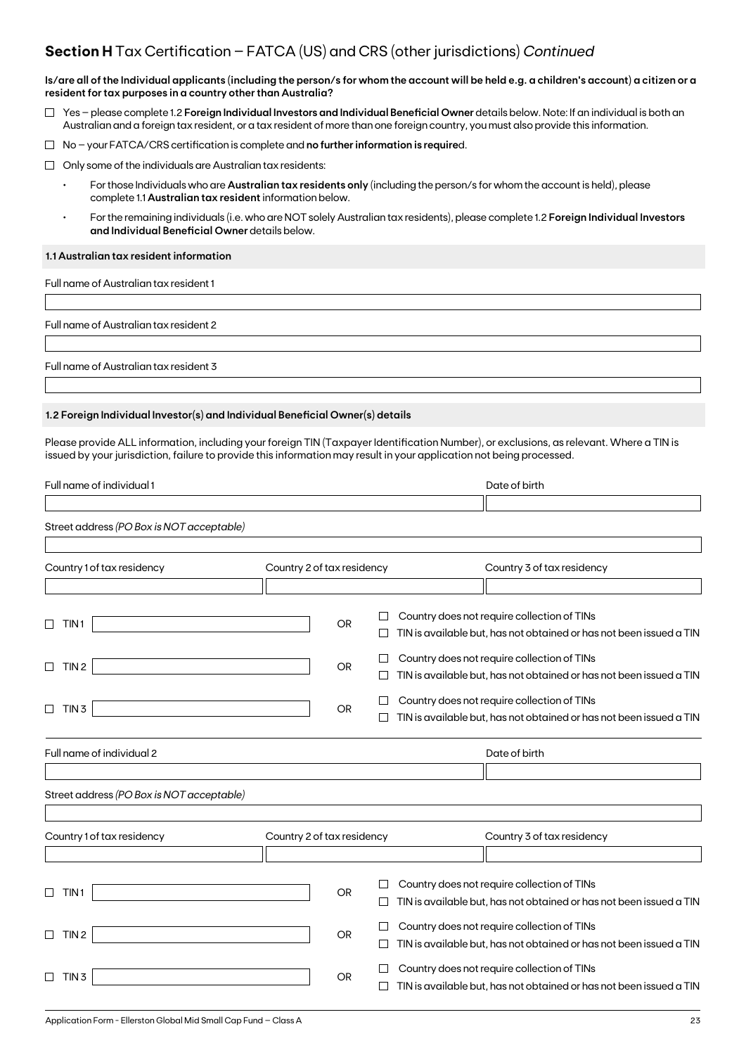## **Section H** Tax Certification – FATCA (US) and CRS (other jurisdictions) *Continued*

**Is/are all of the Individual applicants (including the person/s for whom the account will be held e.g. a children's account) a citizen or a resident for tax purposes in a country other than Australia?**

- ☐ Yes – please complete 1.2 **Foreign Individual Investors and Individual Beneficial Owner** details below. Note: If an individual is both an Australian and a foreign tax resident, or a tax resident of more than one foreign country, you must also provide this information.
- ☐ No – your FATCA/CRS certification is complete and **no further information is require**d.
- ☐ Only some of the individuals are Australian tax residents:
  - For those Individuals who are **Australian tax residents only** (including the person/s for whom the account is held), please complete 1.1 **Australian tax resident** information below.
  - For the remaining individuals (i.e. who are NOT solely Australian tax residents), please complete 1.2 **Foreign Individual Investors and Individual Beneficial Owner** details below.

**1.1 Australian tax resident information**

Full name of Australian tax resident 1

Full name of Australian tax resident 2

Full name of Australian tax resident 3

**1.2 Foreign Individual Investor(s) and Individual Beneficial Owner(s) details**

Please provide ALL information, including your foreign TIN (Taxpayer Identification Number), or exclusions, as relevant. Where a TIN is issued by your jurisdiction, failure to provide this information may result in your application not being processed.

Full name of individual 1 | Date of birth

Street address *(PO Box is NOT acceptable)*

Country 1 of tax residency | Country 2 of tax residency | Country 3 of tax residency

☐ TIN 1 ________ OR ☐ Country does not require collection of TINs ☐ TIN is available but, has not obtained or has not been issued a TIN

☐ TIN 2 ________ OR ☐ Country does not require collection of TINs ☐ TIN is available but, has not obtained or has not been issued a TIN

☐ TIN 3 ________ OR ☐ Country does not require collection of TINs ☐ TIN is available but, has not obtained or has not been issued a TIN

Full name of individual 2 | Date of birth

Street address *(PO Box is NOT acceptable)*

Country 1 of tax residency | Country 2 of tax residency | Country 3 of tax residency

☐ TIN 1 ________ OR ☐ Country does not require collection of TINs ☐ TIN is available but, has not obtained or has not been issued a TIN

☐ TIN 2 ________ OR ☐ Country does not require collection of TINs ☐ TIN is available but, has not obtained or has not been issued a TIN

☐ TIN 3 ________ OR ☐ Country does not require collection of TINs ☐ TIN is available but, has not obtained or has not been issued a TIN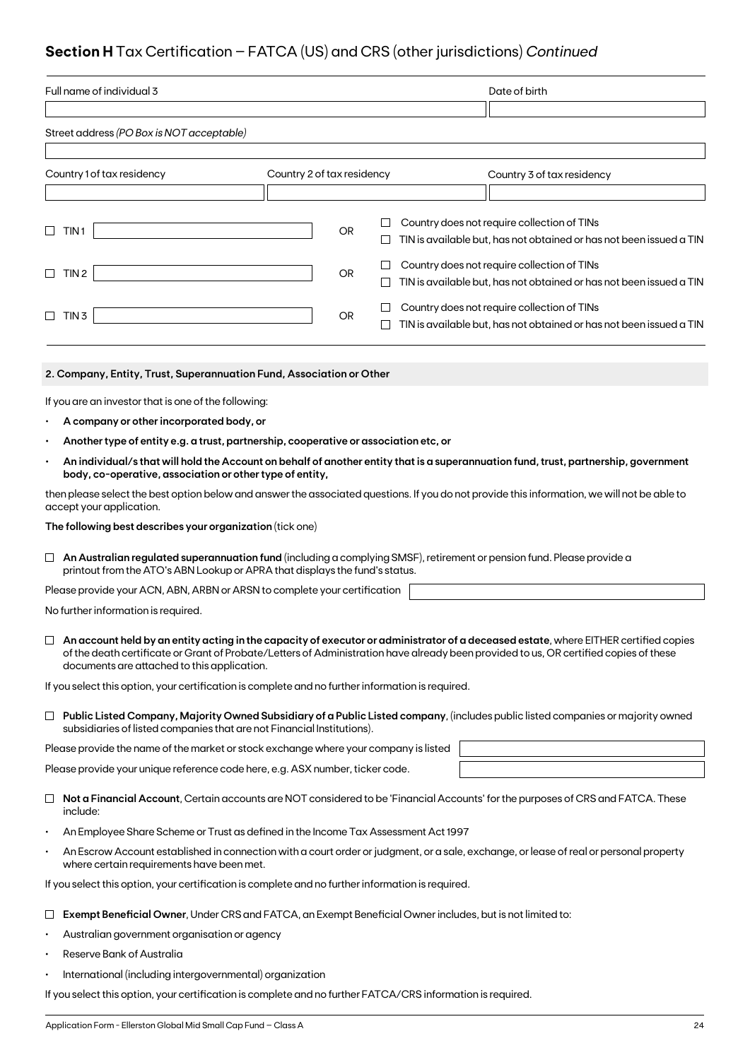## **Section H** Tax Certification – FATCA (US) and CRS (other jurisdictions) *Continued*

| Full name of individual 3 | Date of birth |
|---|---|
| | |

Street address *(PO Box is NOT acceptable)*

| Country 1 of tax residency | Country 2 of tax residency | Country 3 of tax residency |
|---|---|---|
| | | |

☐ TIN 1 ____________ OR ☐ Country does not require collection of TINs ☐ TIN is available but, has not obtained or has not been issued a TIN

☐ TIN 2 ____________ OR ☐ Country does not require collection of TINs ☐ TIN is available but, has not obtained or has not been issued a TIN

☐ TIN 3 ____________ OR ☐ Country does not require collection of TINs ☐ TIN is available but, has not obtained or has not been issued a TIN

### 2. Company, Entity, Trust, Superannuation Fund, Association or Other

If you are an investor that is one of the following:

- **A company or other incorporated body, or**
- **Another type of entity e.g. a trust, partnership, cooperative or association etc, or**
- **An individual/s that will hold the Account on behalf of another entity that is a superannuation fund, trust, partnership, government body, co-operative, association or other type of entity,**

then please select the best option below and answer the associated questions. If you do not provide this information, we will not be able to accept your application.

**The following best describes your organization** (tick one)

☐ **An Australian regulated superannuation fund** (including a complying SMSF), retirement or pension fund. Please provide a printout from the ATO's ABN Lookup or APRA that displays the fund's status.

Please provide your ACN, ABN, ARBN or ARSN to complete your certification ____________

No further information is required.

☐ **An account held by an entity acting in the capacity of executor or administrator of a deceased estate**, where EITHER certified copies of the death certificate or Grant of Probate/Letters of Administration have already been provided to us, OR certified copies of these documents are attached to this application.

If you select this option, your certification is complete and no further information is required.

☐ **Public Listed Company, Majority Owned Subsidiary of a Public Listed company**, (includes public listed companies or majority owned subsidiaries of listed companies that are not Financial Institutions).

Please provide the name of the market or stock exchange where your company is listed ____________

Please provide your unique reference code here, e.g. ASX number, ticker code. ____________

☐ **Not a Financial Account**, Certain accounts are NOT considered to be 'Financial Accounts' for the purposes of CRS and FATCA. These include:

- An Employee Share Scheme or Trust as defined in the Income Tax Assessment Act 1997
- An Escrow Account established in connection with a court order or judgment, or a sale, exchange, or lease of real or personal property where certain requirements have been met.

If you select this option, your certification is complete and no further information is required.

☐ **Exempt Beneficial Owner**, Under CRS and FATCA, an Exempt Beneficial Owner includes, but is not limited to:

- Australian government organisation or agency
- Reserve Bank of Australia
- International (including intergovernmental) organization

If you select this option, your certification is complete and no further FATCA/CRS information is required.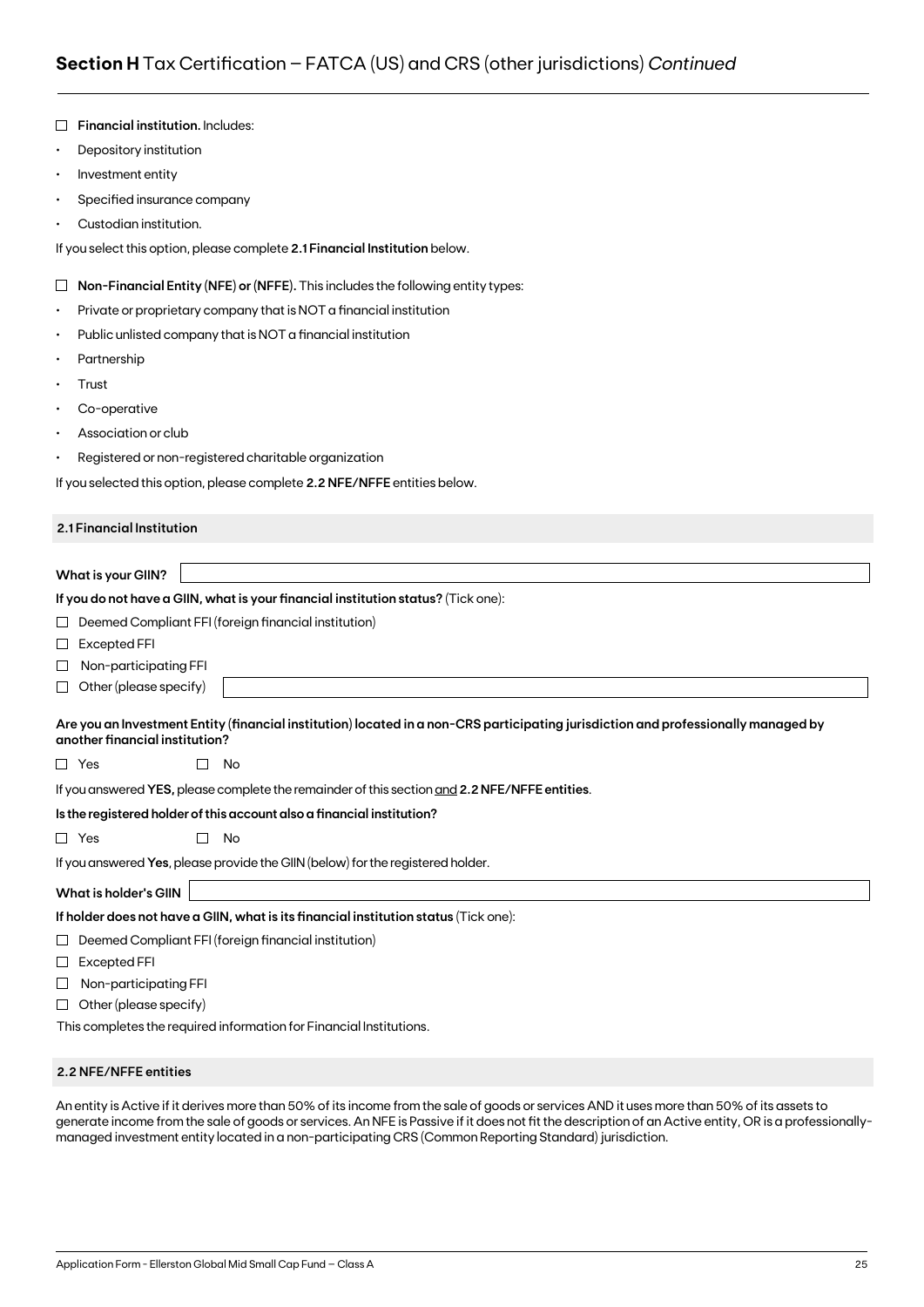## Section H Tax Certification – FATCA (US) and CRS (other jurisdictions) *Continued*

☐ **Financial institution.** Includes:

- Depository institution
- Investment entity
- Specified insurance company
- Custodian institution.

If you select this option, please complete **2.1 Financial Institution** below.

☐ **Non-Financial Entity (NFE) or (NFFE).** This includes the following entity types:

- Private or proprietary company that is NOT a financial institution
- Public unlisted company that is NOT a financial institution
- Partnership
- Trust
- Co-operative
- Association or club
- Registered or non-registered charitable organization

If you selected this option, please complete **2.2 NFE/NFFE** entities below.

### 2.1 Financial Institution

**What is your GIIN?** ____________________

**If you do not have a GIIN, what is your financial institution status?** (Tick one):

☐ Deemed Compliant FFI (foreign financial institution)

☐ Excepted FFI

☐ Non-participating FFI

☐ Other (please specify) ____________________

**Are you an Investment Entity (financial institution) located in a non-CRS participating jurisdiction and professionally managed by another financial institution?**

☐ Yes ☐ No

If you answered **YES,** please complete the remainder of this section and **2.2 NFE/NFFE entities**.

**Is the registered holder of this account also a financial institution?**

☐ Yes ☐ No

If you answered **Yes**, please provide the GIIN (below) for the registered holder.

**What is holder's GIIN** ____________________

**If holder does not have a GIIN, what is its financial institution status** (Tick one):

☐ Deemed Compliant FFI (foreign financial institution)

☐ Excepted FFI

☐ Non-participating FFI

☐ Other (please specify)

This completes the required information for Financial Institutions.

### 2.2 NFE/NFFE entities

An entity is Active if it derives more than 50% of its income from the sale of goods or services AND it uses more than 50% of its assets to generate income from the sale of goods or services. An NFE is Passive if it does not fit the description of an Active entity, OR is a professionally-managed investment entity located in a non-participating CRS (Common Reporting Standard) jurisdiction.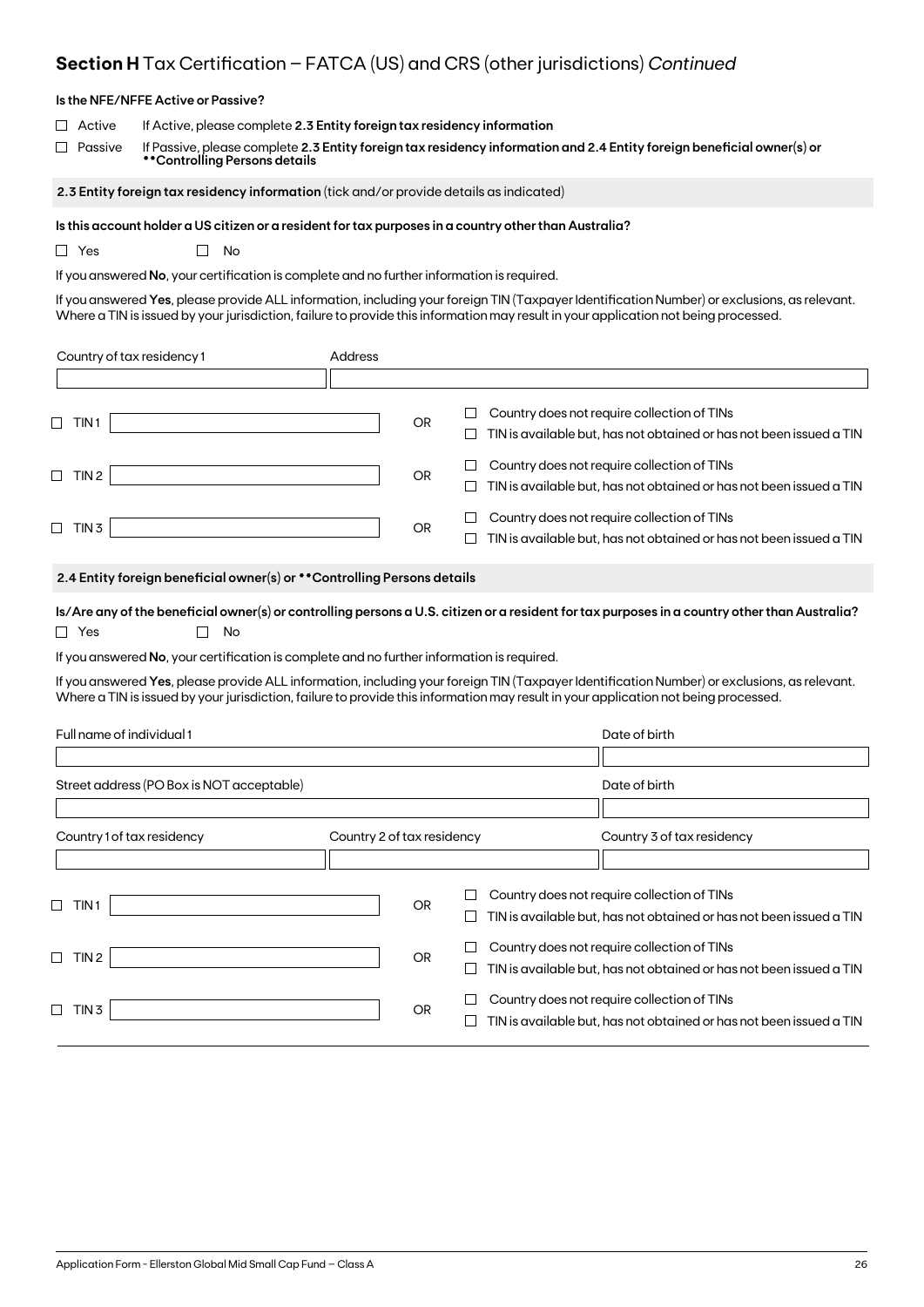## **Section H** Tax Certification – FATCA (US) and CRS (other jurisdictions) *Continued*

**Is the NFE/NFFE Active or Passive?**

☐ Active — If Active, please complete **2.3 Entity foreign tax residency information**

☐ Passive — If Passive, please complete **2.3 Entity foreign tax residency information and 2.4 Entity foreign beneficial owner(s) or \*\*Controlling Persons details**

**2.3 Entity foreign tax residency information** (tick and/or provide details as indicated)

**Is this account holder a US citizen or a resident for tax purposes in a country other than Australia?**

☐ Yes ☐ No

If you answered **No**, your certification is complete and no further information is required.

If you answered **Yes**, please provide ALL information, including your foreign TIN (Taxpayer Identification Number) or exclusions, as relevant. Where a TIN is issued by your jurisdiction, failure to provide this information may result in your application not being processed.

| Country of tax residency 1 | Address |
|---|---|
| | |

| | | | |
|---|---|---|---|
| ☐ TIN 1 | | OR | ☐ Country does not require collection of TINs<br>☐ TIN is available but, has not obtained or has not been issued a TIN |
| ☐ TIN 2 | | OR | ☐ Country does not require collection of TINs<br>☐ TIN is available but, has not obtained or has not been issued a TIN |
| ☐ TIN 3 | | OR | ☐ Country does not require collection of TINs<br>☐ TIN is available but, has not obtained or has not been issued a TIN |

**2.4 Entity foreign beneficial owner(s) or \*\*Controlling Persons details**

**Is/Are any of the beneficial owner(s) or controlling persons a U.S. citizen or a resident for tax purposes in a country other than Australia?**

☐ Yes ☐ No

If you answered **No**, your certification is complete and no further information is required.

If you answered **Yes**, please provide ALL information, including your foreign TIN (Taxpayer Identification Number) or exclusions, as relevant. Where a TIN is issued by your jurisdiction, failure to provide this information may result in your application not being processed.

| Full name of individual 1 | | Date of birth |
|---|---|---|
| | | |
| **Street address (PO Box is NOT acceptable)** | | **Date of birth** |
| | | |
| **Country 1 of tax residency** | **Country 2 of tax residency** | **Country 3 of tax residency** |
| | | |

| | | | |
|---|---|---|---|
| ☐ TIN 1 | | OR | ☐ Country does not require collection of TINs<br>☐ TIN is available but, has not obtained or has not been issued a TIN |
| ☐ TIN 2 | | OR | ☐ Country does not require collection of TINs<br>☐ TIN is available but, has not obtained or has not been issued a TIN |
| ☐ TIN 3 | | OR | ☐ Country does not require collection of TINs<br>☐ TIN is available but, has not obtained or has not been issued a TIN |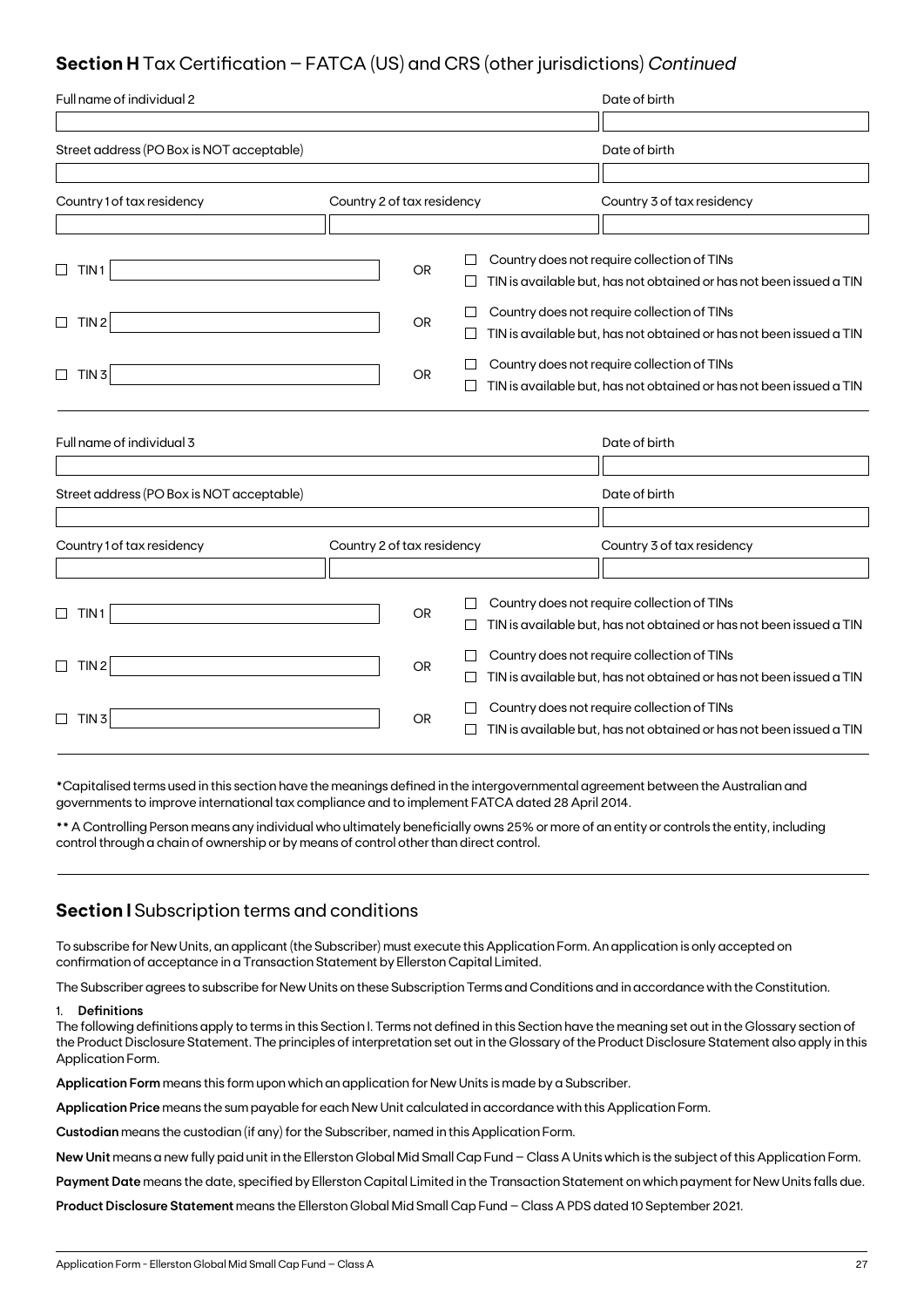## **Section H** Tax Certification – FATCA (US) and CRS (other jurisdictions) *Continued*

| Full name of individual 2 | | Date of birth |
|---|---|---|
| | | |
| Street address (PO Box is NOT acceptable) | | Date of birth |
| | | |
| Country 1 of tax residency | Country 2 of tax residency | Country 3 of tax residency |
| | | |

☐ TIN 1 ________ OR ☐ Country does not require collection of TINs ☐ TIN is available but, has not obtained or has not been issued a TIN

☐ TIN 2 ________ OR ☐ Country does not require collection of TINs ☐ TIN is available but, has not obtained or has not been issued a TIN

☐ TIN 3 ________ OR ☐ Country does not require collection of TINs ☐ TIN is available but, has not obtained or has not been issued a TIN

| Full name of individual 3 | | Date of birth |
|---|---|---|
| | | |
| Street address (PO Box is NOT acceptable) | | Date of birth |
| | | |
| Country 1 of tax residency | Country 2 of tax residency | Country 3 of tax residency |
| | | |

☐ TIN 1 ________ OR ☐ Country does not require collection of TINs ☐ TIN is available but, has not obtained or has not been issued a TIN

☐ TIN 2 ________ OR ☐ Country does not require collection of TINs ☐ TIN is available but, has not obtained or has not been issued a TIN

☐ TIN 3 ________ OR ☐ Country does not require collection of TINs ☐ TIN is available but, has not obtained or has not been issued a TIN

*Capitalised terms used in this section have the meanings defined in the intergovernmental agreement between the Australian and governments to improve international tax compliance and to implement FATCA dated 28 April 2014.

** A Controlling Person means any individual who ultimately beneficially owns 25% or more of an entity or controls the entity, including control through a chain of ownership or by means of control other than direct control.

## **Section I** Subscription terms and conditions

To subscribe for New Units, an applicant (the Subscriber) must execute this Application Form. An application is only accepted on confirmation of acceptance in a Transaction Statement by Ellerston Capital Limited.

The Subscriber agrees to subscribe for New Units on these Subscription Terms and Conditions and in accordance with the Constitution.

1. **Definitions**

The following definitions apply to terms in this Section I. Terms not defined in this Section have the meaning set out in the Glossary section of the Product Disclosure Statement. The principles of interpretation set out in the Glossary of the Product Disclosure Statement also apply in this Application Form.

**Application Form** means this form upon which an application for New Units is made by a Subscriber.

**Application Price** means the sum payable for each New Unit calculated in accordance with this Application Form.

**Custodian** means the custodian (if any) for the Subscriber, named in this Application Form.

**New Unit** means a new fully paid unit in the Ellerston Global Mid Small Cap Fund – Class A Units which is the subject of this Application Form.

**Payment Date** means the date, specified by Ellerston Capital Limited in the Transaction Statement on which payment for New Units falls due.

**Product Disclosure Statement** means the Ellerston Global Mid Small Cap Fund – Class A PDS dated 10 September 2021.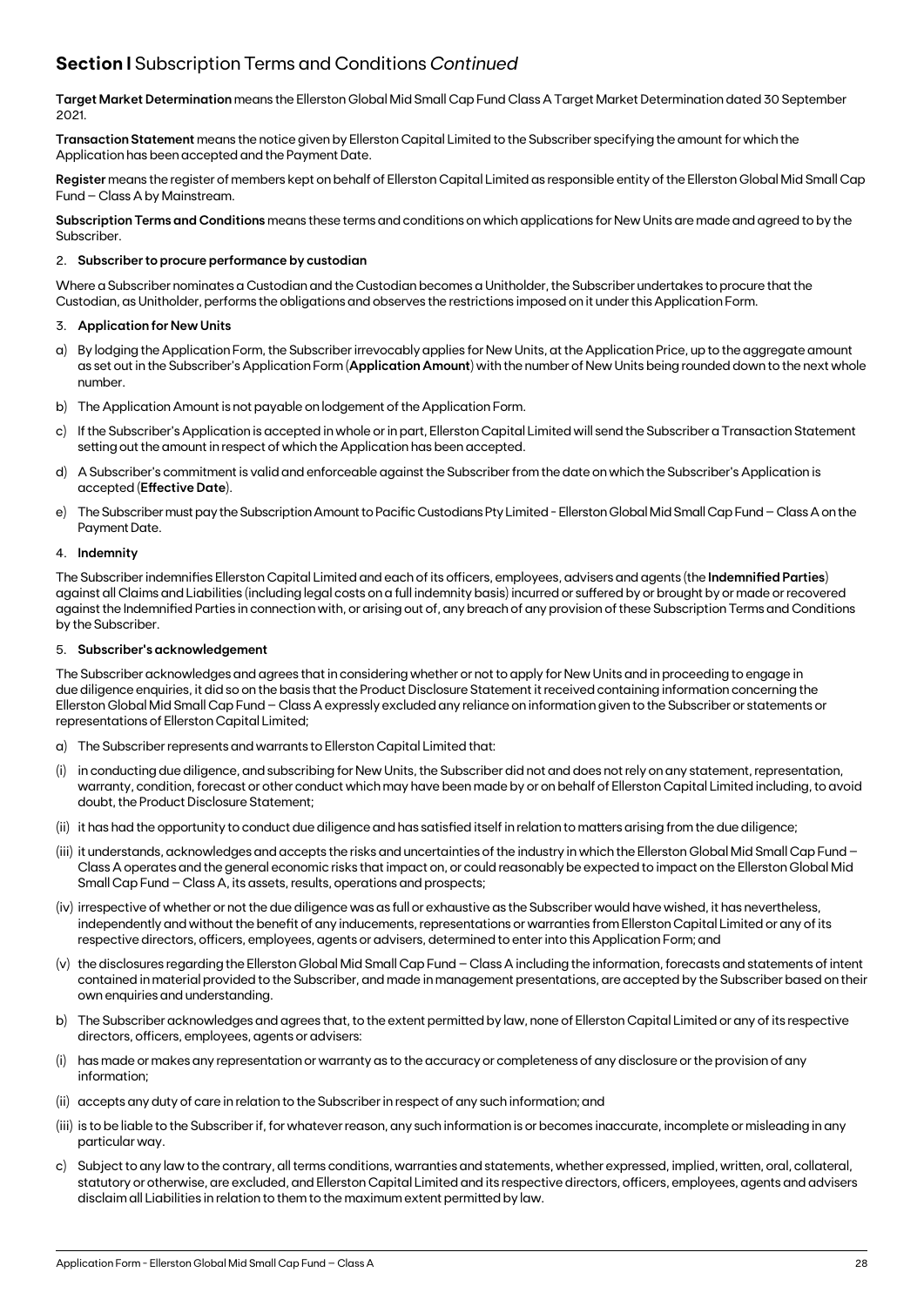## **Section I** Subscription Terms and Conditions *Continued*

**Target Market Determination** means the Ellerston Global Mid Small Cap Fund Class A Target Market Determination dated 30 September 2021.

**Transaction Statement** means the notice given by Ellerston Capital Limited to the Subscriber specifying the amount for which the Application has been accepted and the Payment Date.

**Register** means the register of members kept on behalf of Ellerston Capital Limited as responsible entity of the Ellerston Global Mid Small Cap Fund – Class A by Mainstream.

**Subscription Terms and Conditions** means these terms and conditions on which applications for New Units are made and agreed to by the Subscriber.

2. **Subscriber to procure performance by custodian**

Where a Subscriber nominates a Custodian and the Custodian becomes a Unitholder, the Subscriber undertakes to procure that the Custodian, as Unitholder, performs the obligations and observes the restrictions imposed on it under this Application Form.

3. **Application for New Units**

a) By lodging the Application Form, the Subscriber irrevocably applies for New Units, at the Application Price, up to the aggregate amount as set out in the Subscriber's Application Form (**Application Amount**) with the number of New Units being rounded down to the next whole number.

b) The Application Amount is not payable on lodgement of the Application Form.

c) If the Subscriber's Application is accepted in whole or in part, Ellerston Capital Limited will send the Subscriber a Transaction Statement setting out the amount in respect of which the Application has been accepted.

d) A Subscriber's commitment is valid and enforceable against the Subscriber from the date on which the Subscriber's Application is accepted (**Effective Date**).

e) The Subscriber must pay the Subscription Amount to Pacific Custodians Pty Limited - Ellerston Global Mid Small Cap Fund – Class A on the Payment Date.

4. **Indemnity**

The Subscriber indemnifies Ellerston Capital Limited and each of its officers, employees, advisers and agents (the **Indemnified Parties**) against all Claims and Liabilities (including legal costs on a full indemnity basis) incurred or suffered by or brought by or made or recovered against the Indemnified Parties in connection with, or arising out of, any breach of any provision of these Subscription Terms and Conditions by the Subscriber.

5. **Subscriber's acknowledgement**

The Subscriber acknowledges and agrees that in considering whether or not to apply for New Units and in proceeding to engage in due diligence enquiries, it did so on the basis that the Product Disclosure Statement it received containing information concerning the Ellerston Global Mid Small Cap Fund – Class A expressly excluded any reliance on information given to the Subscriber or statements or representations of Ellerston Capital Limited;

a) The Subscriber represents and warrants to Ellerston Capital Limited that:

(i) in conducting due diligence, and subscribing for New Units, the Subscriber did not and does not rely on any statement, representation, warranty, condition, forecast or other conduct which may have been made by or on behalf of Ellerston Capital Limited including, to avoid doubt, the Product Disclosure Statement;

(ii) it has had the opportunity to conduct due diligence and has satisfied itself in relation to matters arising from the due diligence;

(iii) it understands, acknowledges and accepts the risks and uncertainties of the industry in which the Ellerston Global Mid Small Cap Fund – Class A operates and the general economic risks that impact on, or could reasonably be expected to impact on the Ellerston Global Mid Small Cap Fund – Class A, its assets, results, operations and prospects;

(iv) irrespective of whether or not the due diligence was as full or exhaustive as the Subscriber would have wished, it has nevertheless, independently and without the benefit of any inducements, representations or warranties from Ellerston Capital Limited or any of its respective directors, officers, employees, agents or advisers, determined to enter into this Application Form; and

(v) the disclosures regarding the Ellerston Global Mid Small Cap Fund – Class A including the information, forecasts and statements of intent contained in material provided to the Subscriber, and made in management presentations, are accepted by the Subscriber based on their own enquiries and understanding.

b) The Subscriber acknowledges and agrees that, to the extent permitted by law, none of Ellerston Capital Limited or any of its respective directors, officers, employees, agents or advisers:

(i) has made or makes any representation or warranty as to the accuracy or completeness of any disclosure or the provision of any information;

(ii) accepts any duty of care in relation to the Subscriber in respect of any such information; and

(iii) is to be liable to the Subscriber if, for whatever reason, any such information is or becomes inaccurate, incomplete or misleading in any particular way.

c) Subject to any law to the contrary, all terms conditions, warranties and statements, whether expressed, implied, written, oral, collateral, statutory or otherwise, are excluded, and Ellerston Capital Limited and its respective directors, officers, employees, agents and advisers disclaim all Liabilities in relation to them to the maximum extent permitted by law.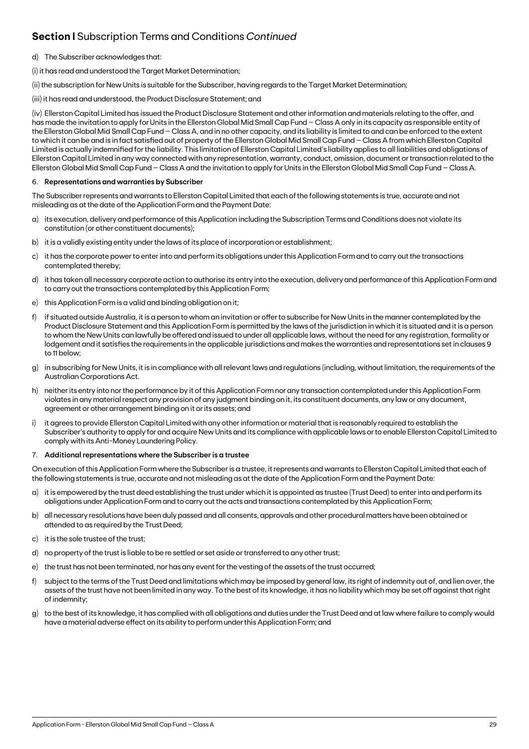## **Section I** Subscription Terms and Conditions *Continued*

d) The Subscriber acknowledges that:

(i) it has read and understood the Target Market Determination;

(ii) the subscription for New Units is suitable for the Subscriber, having regards to the Target Market Determination;

(iii) it has read and understood, the Product Disclosure Statement; and

(iv) Ellerston Capital Limited has issued the Product Disclosure Statement and other information and materials relating to the offer, and has made the invitation to apply for Units in the Ellerston Global Mid Small Cap Fund – Class A only in its capacity as responsible entity of the Ellerston Global Mid Small Cap Fund – Class A, and in no other capacity, and its liability is limited to and can be enforced to the extent to which it can be and is in fact satisfied out of property of the Ellerston Global Mid Small Cap Fund – Class A from which Ellerston Capital Limited is actually indemnified for the liability. This limitation of Ellerston Capital Limited's liability applies to all liabilities and obligations of Ellerston Capital Limited in any way connected with any representation, warranty, conduct, omission, document or transaction related to the Ellerston Global Mid Small Cap Fund – Class A and the invitation to apply for Units in the Ellerston Global Mid Small Cap Fund – Class A.

6. **Representations and warranties by Subscriber**

The Subscriber represents and warrants to Ellerston Capital Limited that each of the following statements is true, accurate and not misleading as at the date of the Application Form and the Payment Date:

a) its execution, delivery and performance of this Application including the Subscription Terms and Conditions does not violate its constitution (or other constituent documents);

b) it is a validly existing entity under the laws of its place of incorporation or establishment;

c) it has the corporate power to enter into and perform its obligations under this Application Form and to carry out the transactions contemplated thereby;

d) it has taken all necessary corporate action to authorise its entry into the execution, delivery and performance of this Application Form and to carry out the transactions contemplated by this Application Form;

e) this Application Form is a valid and binding obligation on it;

f) if situated outside Australia, it is a person to whom an invitation or offer to subscribe for New Units in the manner contemplated by the Product Disclosure Statement and this Application Form is permitted by the laws of the jurisdiction in which it is situated and it is a person to whom the New Units can lawfully be offered and issued to under all applicable laws, without the need for any registration, formality or lodgement and it satisfies the requirements in the applicable jurisdictions and makes the warranties and representations set in clauses 9 to 11 below;

g) in subscribing for New Units, it is in compliance with all relevant laws and regulations (including, without limitation, the requirements of the Australian Corporations Act.

h) neither its entry into nor the performance by it of this Application Form nor any transaction contemplated under this Application Form violates in any material respect any provision of any judgment binding on it, its constituent documents, any law or any document, agreement or other arrangement binding on it or its assets; and

i) it agrees to provide Ellerston Capital Limited with any other information or material that is reasonably required to establish the Subscriber's authority to apply for and acquire New Units and its compliance with applicable laws or to enable Ellerston Capital Limited to comply with its Anti-Money Laundering Policy.

7. **Additional representations where the Subscriber is a trustee**

On execution of this Application Form where the Subscriber is a trustee, it represents and warrants to Ellerston Capital Limited that each of the following statements is true, accurate and not misleading as at the date of the Application Form and the Payment Date:

a) it is empowered by the trust deed establishing the trust under which it is appointed as trustee (Trust Deed) to enter into and perform its obligations under Application Form and to carry out the acts and transactions contemplated by this Application Form;

b) all necessary resolutions have been duly passed and all consents, approvals and other procedural matters have been obtained or attended to as required by the Trust Deed;

c) it is the sole trustee of the trust;

d) no property of the trust is liable to be re settled or set aside or transferred to any other trust;

e) the trust has not been terminated, nor has any event for the vesting of the assets of the trust occurred;

f) subject to the terms of the Trust Deed and limitations which may be imposed by general law, its right of indemnity out of, and lien over, the assets of the trust have not been limited in any way. To the best of its knowledge, it has no liability which may be set off against that right of indemnity;

g) to the best of its knowledge, it has complied with all obligations and duties under the Trust Deed and at law where failure to comply would have a material adverse effect on its ability to perform under this Application Form; and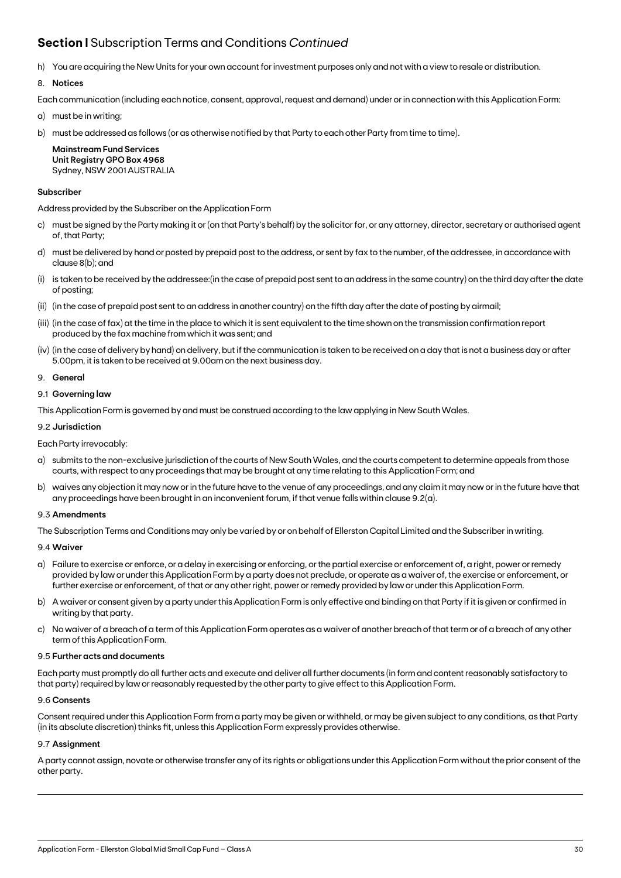## **Section I** Subscription Terms and Conditions *Continued*

h) You are acquiring the New Units for your own account for investment purposes only and not with a view to resale or distribution.

8. **Notices**

Each communication (including each notice, consent, approval, request and demand) under or in connection with this Application Form:

a) must be in writing;

b) must be addressed as follows (or as otherwise notified by that Party to each other Party from time to time).

**Mainstream Fund Services**
**Unit Registry GPO Box 4968**
Sydney, NSW 2001 AUSTRALIA

**Subscriber**

Address provided by the Subscriber on the Application Form

c) must be signed by the Party making it or (on that Party's behalf) by the solicitor for, or any attorney, director, secretary or authorised agent of, that Party;

d) must be delivered by hand or posted by prepaid post to the address, or sent by fax to the number, of the addressee, in accordance with clause 8(b); and

(i) is taken to be received by the addressee:(in the case of prepaid post sent to an address in the same country) on the third day after the date of posting;

(ii) (in the case of prepaid post sent to an address in another country) on the fifth day after the date of posting by airmail;

(iii) (in the case of fax) at the time in the place to which it is sent equivalent to the time shown on the transmission confirmation report produced by the fax machine from which it was sent; and

(iv) (in the case of delivery by hand) on delivery, but if the communication is taken to be received on a day that is not a business day or after 5.00pm, it is taken to be received at 9.00am on the next business day.

9. **General**

9.1 **Governing law**

This Application Form is governed by and must be construed according to the law applying in New South Wales.

9.2 **Jurisdiction**

Each Party irrevocably:

a) submits to the non-exclusive jurisdiction of the courts of New South Wales, and the courts competent to determine appeals from those courts, with respect to any proceedings that may be brought at any time relating to this Application Form; and

b) waives any objection it may now or in the future have to the venue of any proceedings, and any claim it may now or in the future have that any proceedings have been brought in an inconvenient forum, if that venue falls within clause 9.2(a).

9.3 **Amendments**

The Subscription Terms and Conditions may only be varied by or on behalf of Ellerston Capital Limited and the Subscriber in writing.

9.4 **Waiver**

a) Failure to exercise or enforce, or a delay in exercising or enforcing, or the partial exercise or enforcement of, a right, power or remedy provided by law or under this Application Form by a party does not preclude, or operate as a waiver of, the exercise or enforcement, or further exercise or enforcement, of that or any other right, power or remedy provided by law or under this Application Form.

b) A waiver or consent given by a party under this Application Form is only effective and binding on that Party if it is given or confirmed in writing by that party.

c) No waiver of a breach of a term of this Application Form operates as a waiver of another breach of that term or of a breach of any other term of this Application Form.

9.5 **Further acts and documents**

Each party must promptly do all further acts and execute and deliver all further documents (in form and content reasonably satisfactory to that party) required by law or reasonably requested by the other party to give effect to this Application Form.

9.6 **Consents**

Consent required under this Application Form from a party may be given or withheld, or may be given subject to any conditions, as that Party (in its absolute discretion) thinks fit, unless this Application Form expressly provides otherwise.

9.7 **Assignment**

A party cannot assign, novate or otherwise transfer any of its rights or obligations under this Application Form without the prior consent of the other party.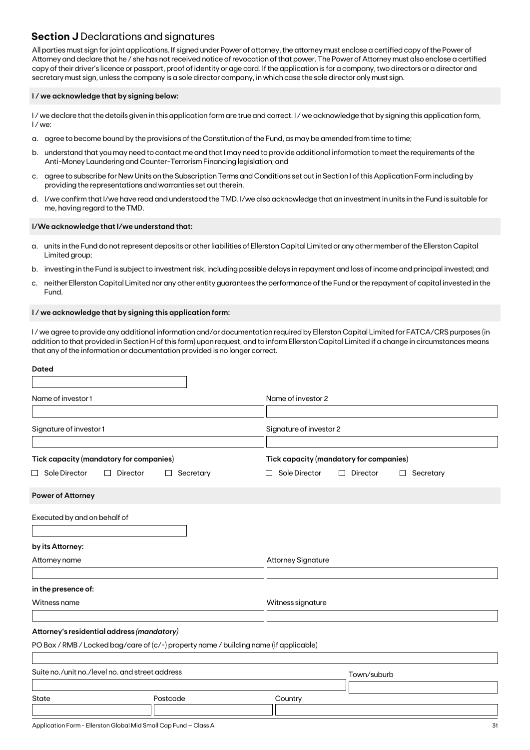## **Section J** Declarations and signatures

All parties must sign for joint applications. If signed under Power of attorney, the attorney must enclose a certified copy of the Power of Attorney and declare that he / she has not received notice of revocation of that power. The Power of Attorney must also enclose a certified copy of their driver's licence or passport, proof of identity or age card. If the application is for a company, two directors or a director and secretary must sign, unless the company is a sole director company, in which case the sole director only must sign.

**I / we acknowledge that by signing below:**

I / we declare that the details given in this application form are true and correct. I / we acknowledge that by signing this application form, I / we:

a. agree to become bound by the provisions of the Constitution of the Fund, as may be amended from time to time;

b. understand that you may need to contact me and that I may need to provide additional information to meet the requirements of the Anti-Money Laundering and Counter-Terrorism Financing legislation; and

c. agree to subscribe for New Units on the Subscription Terms and Conditions set out in Section I of this Application Form including by providing the representations and warranties set out therein.

d. I/we confirm that I/we have read and understood the TMD. I/we also acknowledge that an investment in units in the Fund is suitable for me, having regard to the TMD.

**I/We acknowledge that I/we understand that:**

a. units in the Fund do not represent deposits or other liabilities of Ellerston Capital Limited or any other member of the Ellerston Capital Limited group;

b. investing in the Fund is subject to investment risk, including possible delays in repayment and loss of income and principal invested; and

c. neither Ellerston Capital Limited nor any other entity guarantees the performance of the Fund or the repayment of capital invested in the Fund.

**I / we acknowledge that by signing this application form:**

I / we agree to provide any additional information and/or documentation required by Ellerston Capital Limited for FATCA/CRS purposes (in addition to that provided in Section H of this form) upon request, and to inform Ellerston Capital Limited if a change in circumstances means that any of the information or documentation provided is no longer correct.

**Dated**

| Name of investor 1 | Name of investor 2 |
| --- | --- |
| | |

| Signature of investor 1 | Signature of investor 2 |
| --- | --- |
| | |

| **Tick capacity (mandatory for companies)** | **Tick capacity (mandatory for companies)** |
| --- | --- |
| ☐ Sole Director ☐ Director ☐ Secretary | ☐ Sole Director ☐ Director ☐ Secretary |

**Power of Attorney**

Executed by and on behalf of

**by its Attorney:**

| Attorney name | Attorney Signature |
| --- | --- |
| | |

**in the presence of:**

| Witness name | Witness signature |
| --- | --- |
| | |

**Attorney's residential address *(mandatory)***

PO Box / RMB / Locked bag/care of (c/-) property name / building name (if applicable)

| Suite no./unit no./level no. and street address | Town/suburb |
| --- | --- |
| | |

| State | Postcode | Country |
| --- | --- | --- |
| | | |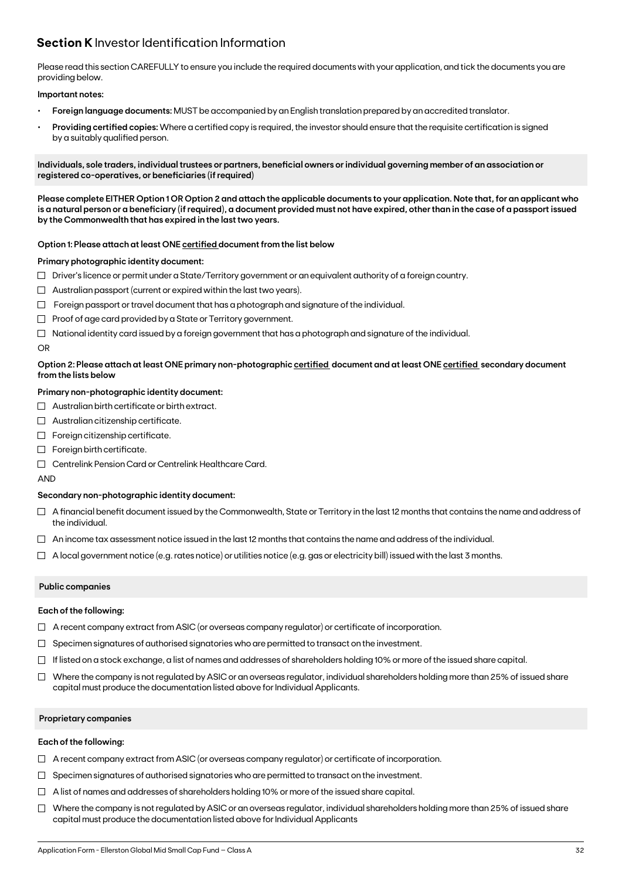## **Section K** Investor Identification Information

Please read this section CAREFULLY to ensure you include the required documents with your application, and tick the documents you are providing below.

**Important notes:**

- **Foreign language documents:** MUST be accompanied by an English translation prepared by an accredited translator.
- **Providing certified copies:** Where a certified copy is required, the investor should ensure that the requisite certification is signed by a suitably qualified person.

### Individuals, sole traders, individual trustees or partners, beneficial owners or individual governing member of an association or registered co-operatives, or beneficiaries (if required)

**Please complete EITHER Option 1 OR Option 2 and attach the applicable documents to your application. Note that, for an applicant who is a natural person or a beneficiary (if required), a document provided must not have expired, other than in the case of a passport issued by the Commonwealth that has expired in the last two years.**

**Option 1: Please attach at least ONE certified document from the list below**

**Primary photographic identity document:**

- ☐ Driver's licence or permit under a State/Territory government or an equivalent authority of a foreign country.
- ☐ Australian passport (current or expired within the last two years).
- ☐ Foreign passport or travel document that has a photograph and signature of the individual.
- ☐ Proof of age card provided by a State or Territory government.
- ☐ National identity card issued by a foreign government that has a photograph and signature of the individual.

OR

**Option 2: Please attach at least ONE primary non-photographic certified document and at least ONE certified secondary document from the lists below**

**Primary non-photographic identity document:**

- ☐ Australian birth certificate or birth extract.
- ☐ Australian citizenship certificate.
- ☐ Foreign citizenship certificate.
- ☐ Foreign birth certificate.
- ☐ Centrelink Pension Card or Centrelink Healthcare Card.

AND

**Secondary non-photographic identity document:**

- ☐ A financial benefit document issued by the Commonwealth, State or Territory in the last 12 months that contains the name and address of the individual.
- ☐ An income tax assessment notice issued in the last 12 months that contains the name and address of the individual.
- ☐ A local government notice (e.g. rates notice) or utilities notice (e.g. gas or electricity bill) issued with the last 3 months.

### Public companies

**Each of the following:**

- ☐ A recent company extract from ASIC (or overseas company regulator) or certificate of incorporation.
- ☐ Specimen signatures of authorised signatories who are permitted to transact on the investment.
- ☐ If listed on a stock exchange, a list of names and addresses of shareholders holding 10% or more of the issued share capital.
- ☐ Where the company is not regulated by ASIC or an overseas regulator, individual shareholders holding more than 25% of issued share capital must produce the documentation listed above for Individual Applicants.

### Proprietary companies

**Each of the following:**

- ☐ A recent company extract from ASIC (or overseas company regulator) or certificate of incorporation.
- ☐ Specimen signatures of authorised signatories who are permitted to transact on the investment.
- ☐ A list of names and addresses of shareholders holding 10% or more of the issued share capital.
- ☐ Where the company is not regulated by ASIC or an overseas regulator, individual shareholders holding more than 25% of issued share capital must produce the documentation listed above for Individual Applicants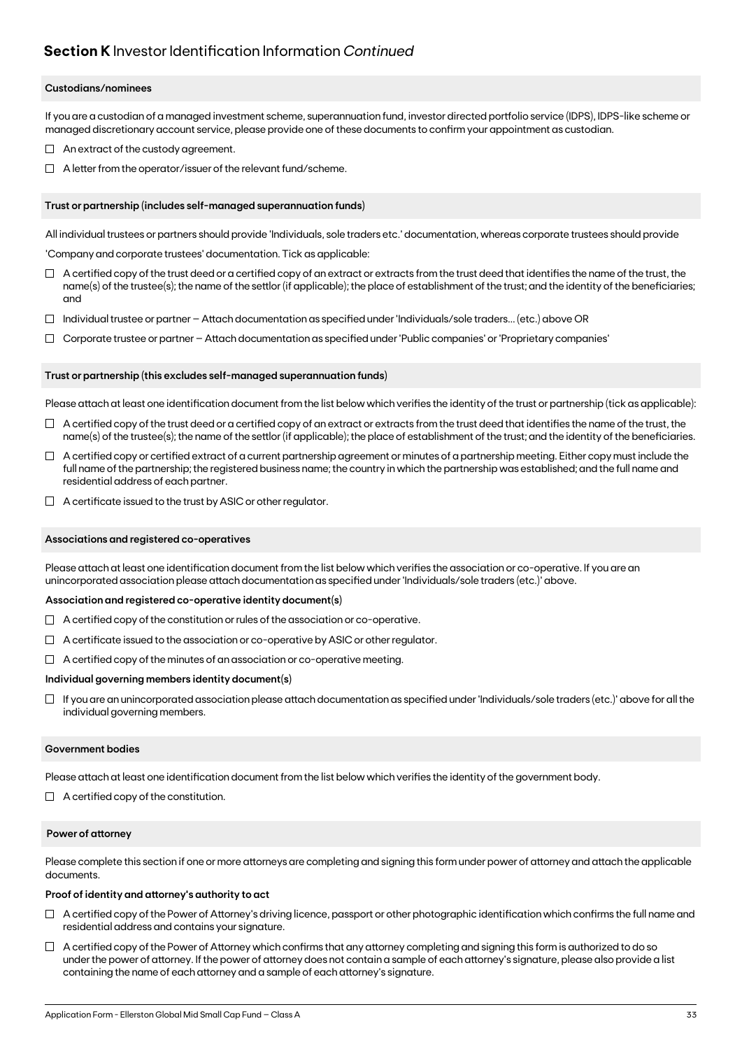## **Section K** Investor Identification Information *Continued*

### Custodians/nominees

If you are a custodian of a managed investment scheme, superannuation fund, investor directed portfolio service (IDPS), IDPS-like scheme or managed discretionary account service, please provide one of these documents to confirm your appointment as custodian.

- ☐ An extract of the custody agreement.
- ☐ A letter from the operator/issuer of the relevant fund/scheme.

### Trust or partnership (includes self-managed superannuation funds)

All individual trustees or partners should provide 'Individuals, sole traders etc.' documentation, whereas corporate trustees should provide 'Company and corporate trustees' documentation. Tick as applicable:

- ☐ A certified copy of the trust deed or a certified copy of an extract or extracts from the trust deed that identifies the name of the trust, the name(s) of the trustee(s); the name of the settlor (if applicable); the place of establishment of the trust; and the identity of the beneficiaries; and
- ☐ Individual trustee or partner – Attach documentation as specified under 'Individuals/sole traders… (etc.) above OR
- ☐ Corporate trustee or partner – Attach documentation as specified under 'Public companies' or 'Proprietary companies'

### Trust or partnership (this excludes self-managed superannuation funds)

Please attach at least one identification document from the list below which verifies the identity of the trust or partnership (tick as applicable):

- ☐ A certified copy of the trust deed or a certified copy of an extract or extracts from the trust deed that identifies the name of the trust, the name(s) of the trustee(s); the name of the settlor (if applicable); the place of establishment of the trust; and the identity of the beneficiaries.
- ☐ A certified copy or certified extract of a current partnership agreement or minutes of a partnership meeting. Either copy must include the full name of the partnership; the registered business name; the country in which the partnership was established; and the full name and residential address of each partner.
- ☐ A certificate issued to the trust by ASIC or other regulator.

### Associations and registered co-operatives

Please attach at least one identification document from the list below which verifies the association or co-operative. If you are an unincorporated association please attach documentation as specified under 'Individuals/sole traders (etc.)' above.

**Association and registered co-operative identity document(s)**

- ☐ A certified copy of the constitution or rules of the association or co-operative.
- ☐ A certificate issued to the association or co-operative by ASIC or other regulator.
- ☐ A certified copy of the minutes of an association or co-operative meeting.

**Individual governing members identity document(s)**

- ☐ If you are an unincorporated association please attach documentation as specified under 'Individuals/sole traders (etc.)' above for all the individual governing members.

### Government bodies

Please attach at least one identification document from the list below which verifies the identity of the government body.

- ☐ A certified copy of the constitution.

### Power of attorney

Please complete this section if one or more attorneys are completing and signing this form under power of attorney and attach the applicable documents.

**Proof of identity and attorney's authority to act**

- ☐ A certified copy of the Power of Attorney's driving licence, passport or other photographic identification which confirms the full name and residential address and contains your signature.
- ☐ A certified copy of the Power of Attorney which confirms that any attorney completing and signing this form is authorized to do so under the power of attorney. If the power of attorney does not contain a sample of each attorney's signature, please also provide a list containing the name of each attorney and a sample of each attorney's signature.